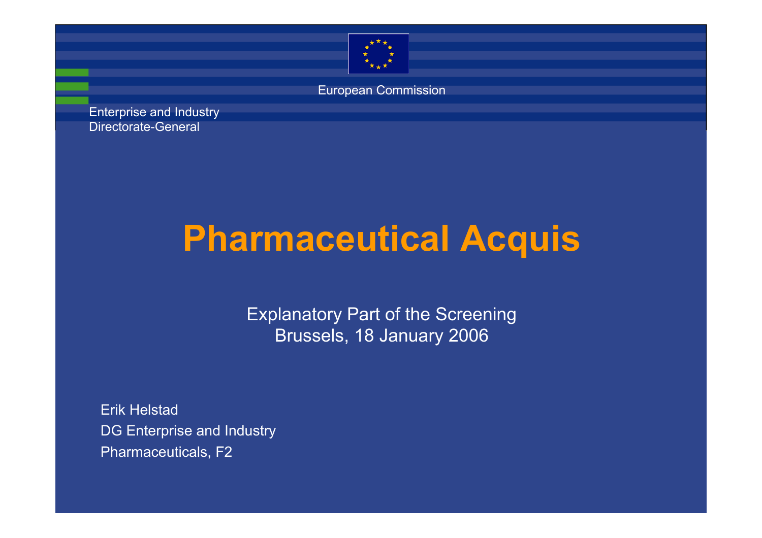European Commission

Enterprise and Industry
Directorate-General

# Pharmaceutical Acquis

Explanatory Part of the Screening
Brussels, 18 January 2006

Erik Helstad
DG Enterprise and Industry
Pharmaceuticals, F2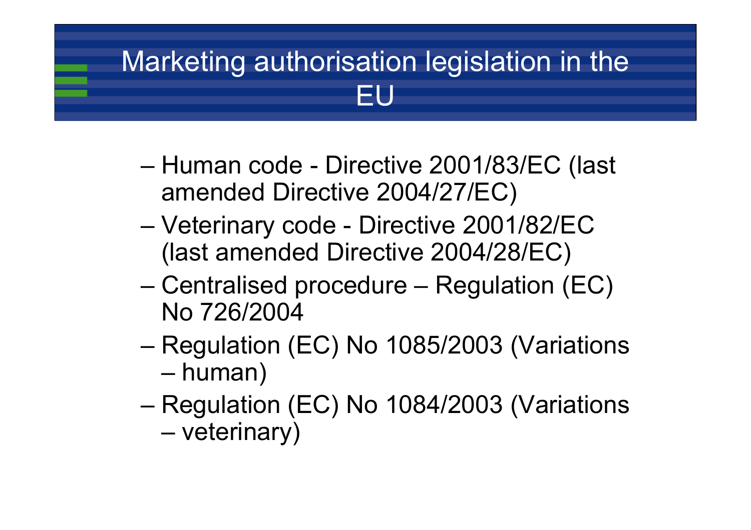# Marketing authorisation legislation in the EU

- Human code - Directive 2001/83/EC (last amended Directive 2004/27/EC)
- Veterinary code - Directive 2001/82/EC (last amended Directive 2004/28/EC)
- Centralised procedure – Regulation (EC) No 726/2004
- Regulation (EC) No 1085/2003 (Variations – human)
- Regulation (EC) No 1084/2003 (Variations – veterinary)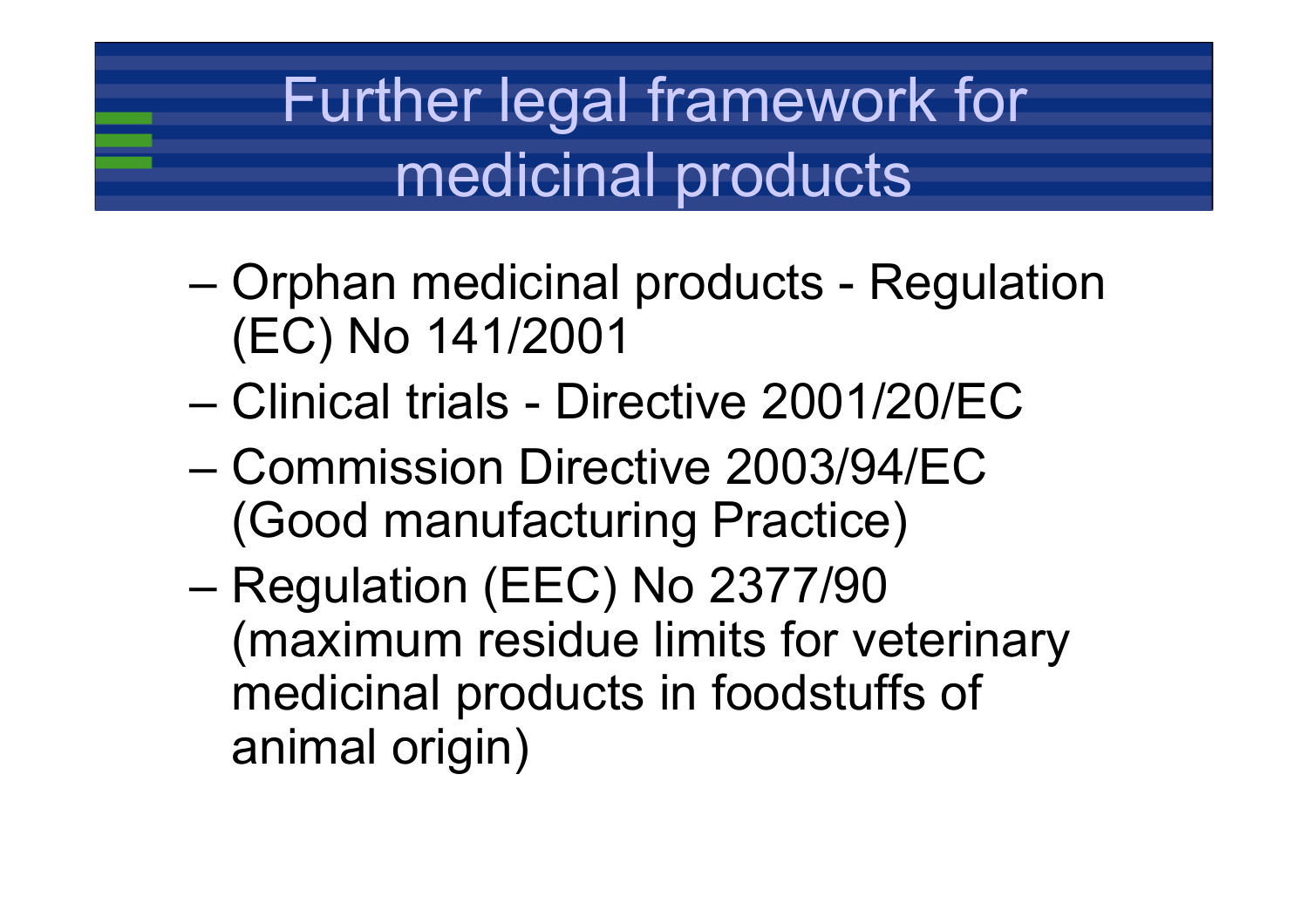# Further legal framework for medicinal products

- Orphan medicinal products - Regulation (EC) No 141/2001
- Clinical trials - Directive 2001/20/EC
- Commission Directive 2003/94/EC (Good manufacturing Practice)
- Regulation (EEC) No 2377/90 (maximum residue limits for veterinary medicinal products in foodstuffs of animal origin)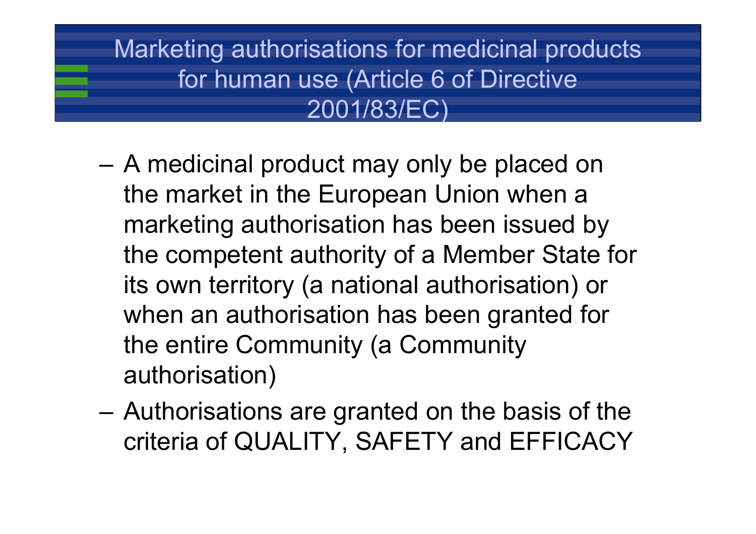# Marketing authorisations for medicinal products for human use (Article 6 of Directive 2001/83/EC)

- A medicinal product may only be placed on the market in the European Union when a marketing authorisation has been issued by the competent authority of a Member State for its own territory (a national authorisation) or when an authorisation has been granted for the entire Community (a Community authorisation)
- Authorisations are granted on the basis of the criteria of QUALITY, SAFETY and EFFICACY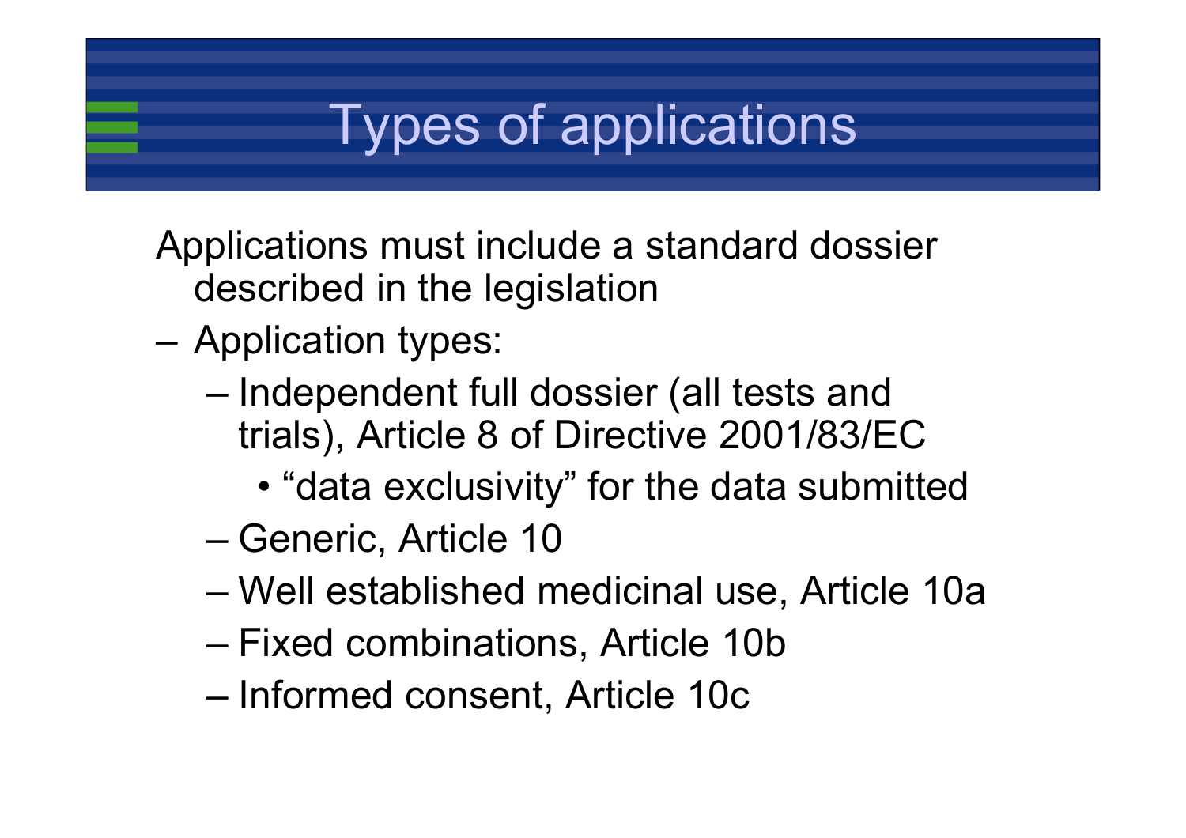# Types of applications

Applications must include a standard dossier described in the legislation

- Application types:
  - Independent full dossier (all tests and trials), Article 8 of Directive 2001/83/EC
    - "data exclusivity" for the data submitted
  - Generic, Article 10
  - Well established medicinal use, Article 10a
  - Fixed combinations, Article 10b
  - Informed consent, Article 10c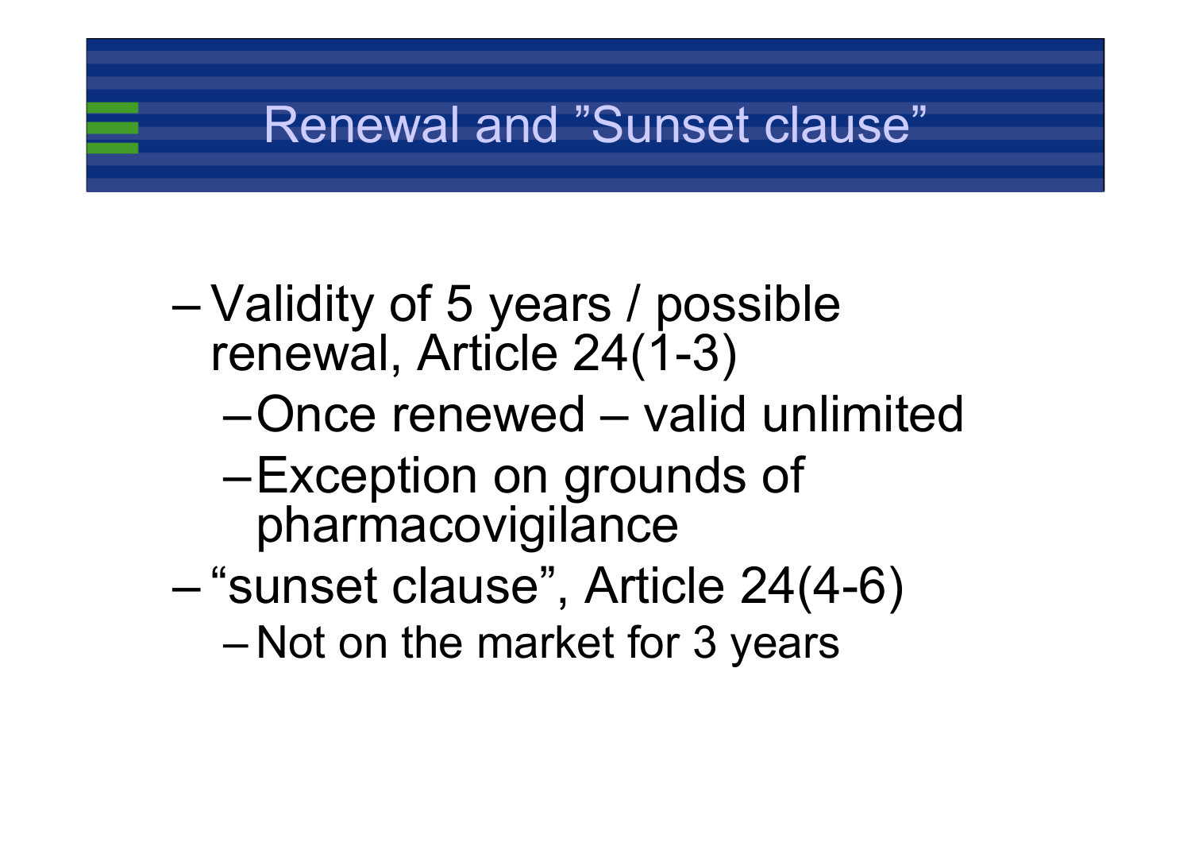# Renewal and ”Sunset clause”

- Validity of 5 years / possible renewal, Article 24(1-3)
  - Once renewed – valid unlimited
  - Exception on grounds of pharmacovigilance
- “sunset clause”, Article 24(4-6)
  - Not on the market for 3 years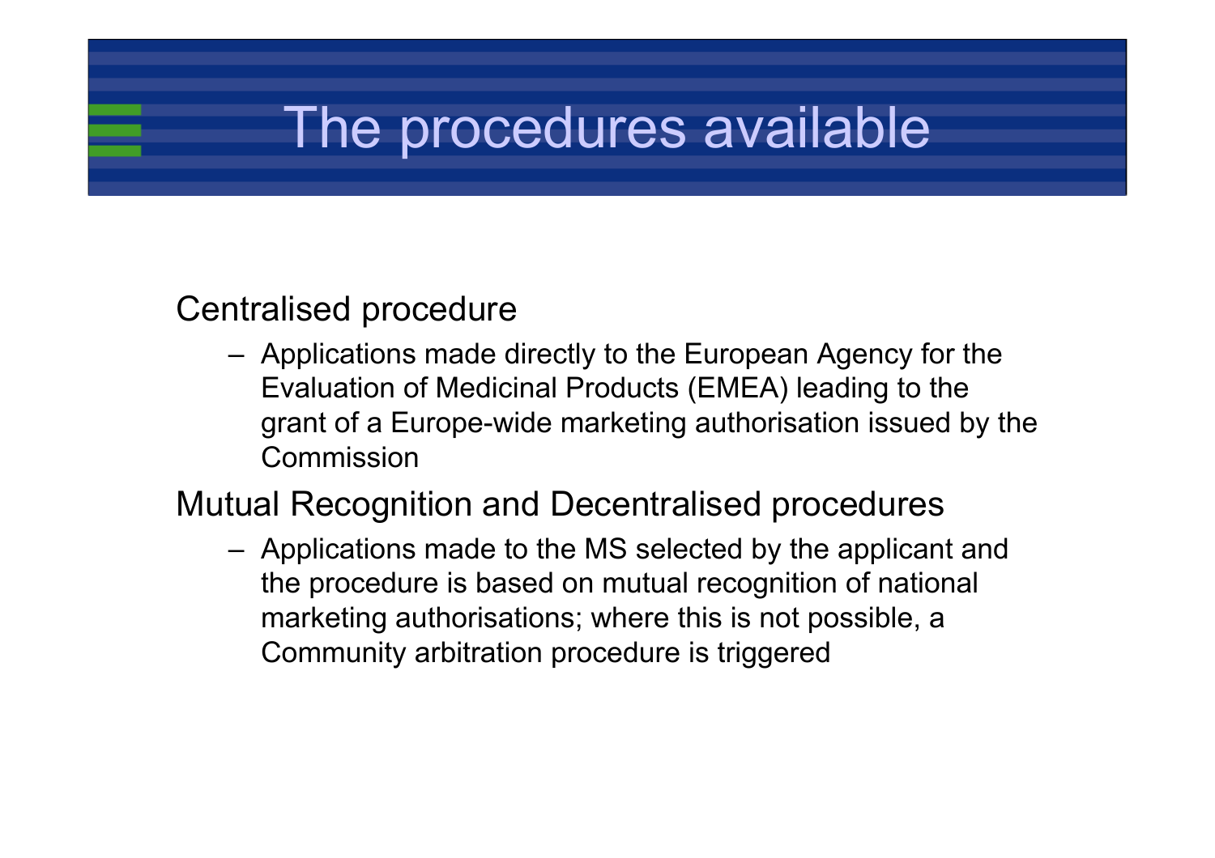# The procedures available

Centralised procedure

– Applications made directly to the European Agency for the Evaluation of Medicinal Products (EMEA) leading to the grant of a Europe-wide marketing authorisation issued by the Commission

Mutual Recognition and Decentralised procedures

– Applications made to the MS selected by the applicant and the procedure is based on mutual recognition of national marketing authorisations; where this is not possible, a Community arbitration procedure is triggered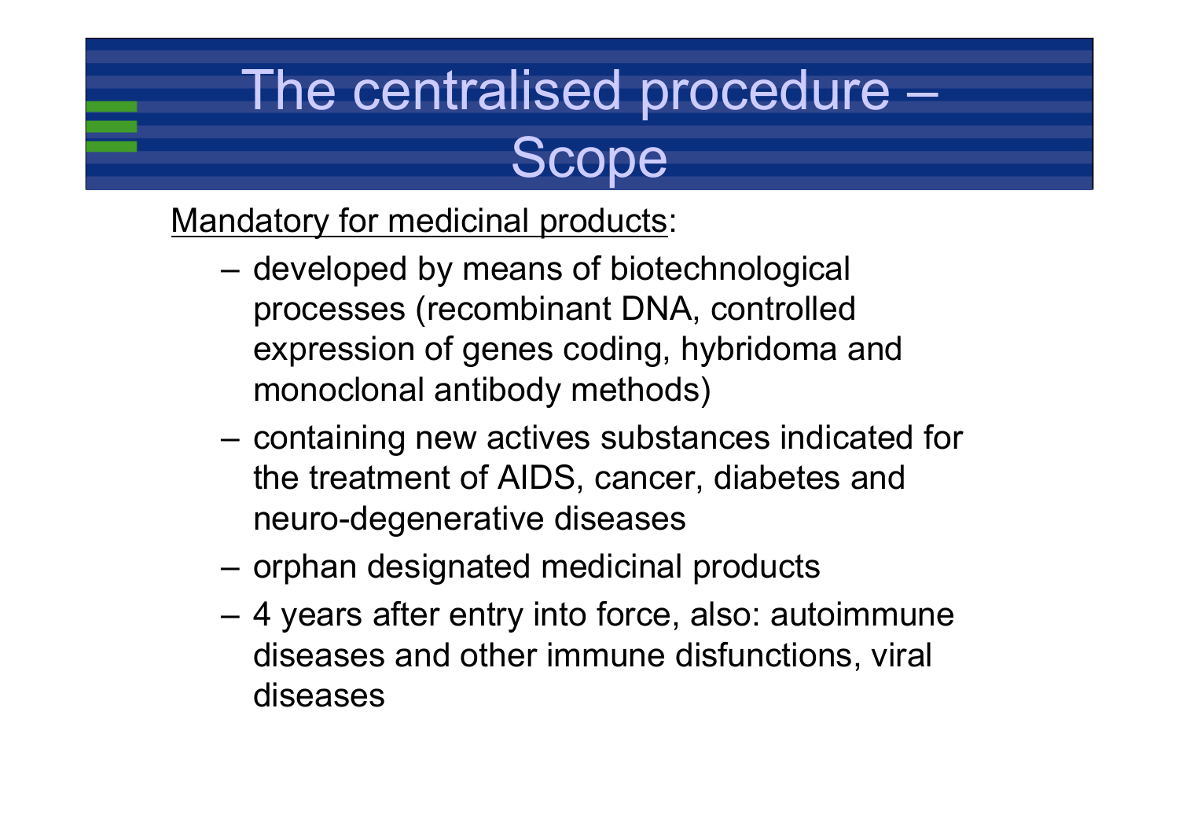# The centralised procedure – Scope

Mandatory for medicinal products:

- developed by means of biotechnological processes (recombinant DNA, controlled expression of genes coding, hybridoma and monoclonal antibody methods)
- containing new actives substances indicated for the treatment of AIDS, cancer, diabetes and neuro-degenerative diseases
- orphan designated medicinal products
- 4 years after entry into force, also: autoimmune diseases and other immune disfunctions, viral diseases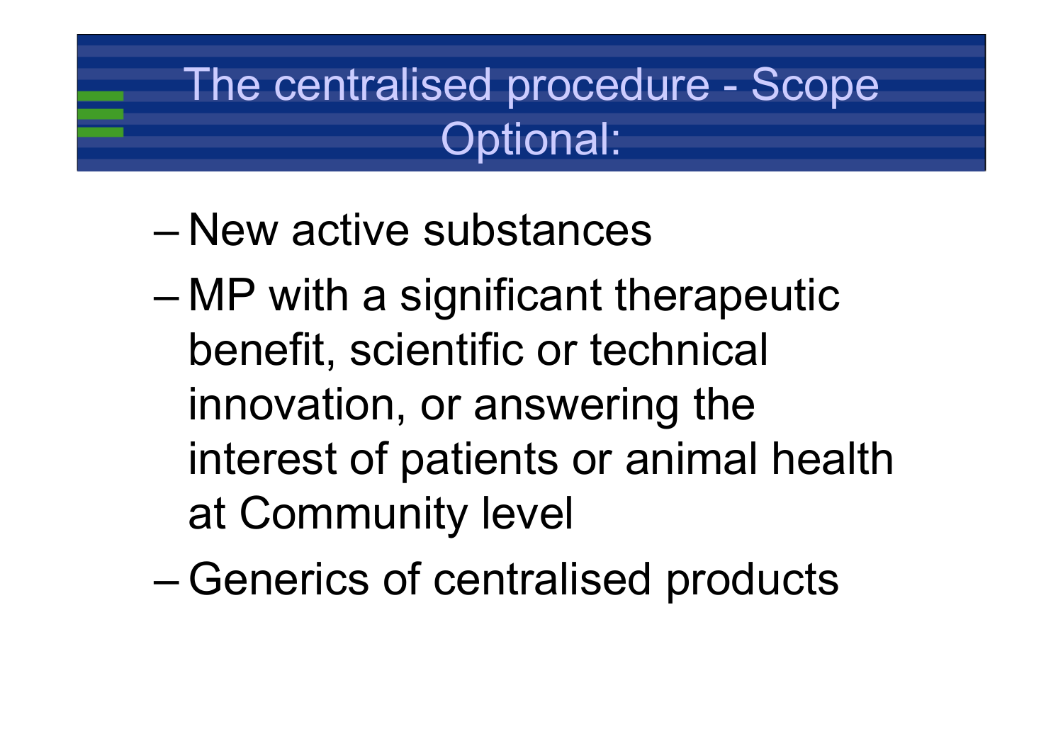# The centralised procedure - Scope Optional:

- New active substances
- MP with a significant therapeutic benefit, scientific or technical innovation, or answering the interest of patients or animal health at Community level
- Generics of centralised products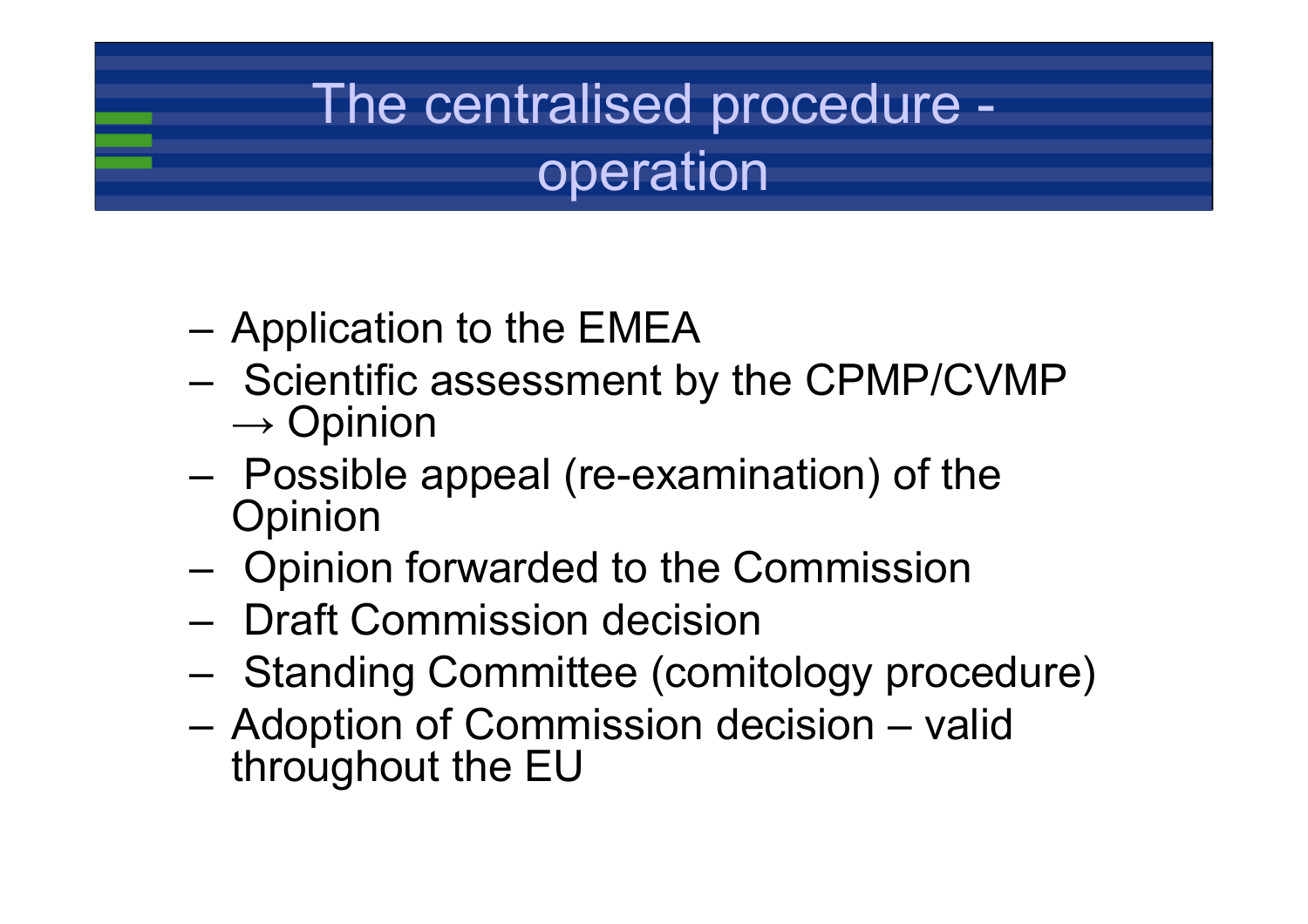# The centralised procedure - operation

- Application to the EMEA
- Scientific assessment by the CPMP/CVMP → Opinion
- Possible appeal (re-examination) of the Opinion
- Opinion forwarded to the Commission
- Draft Commission decision
- Standing Committee (comitology procedure)
- Adoption of Commission decision – valid throughout the EU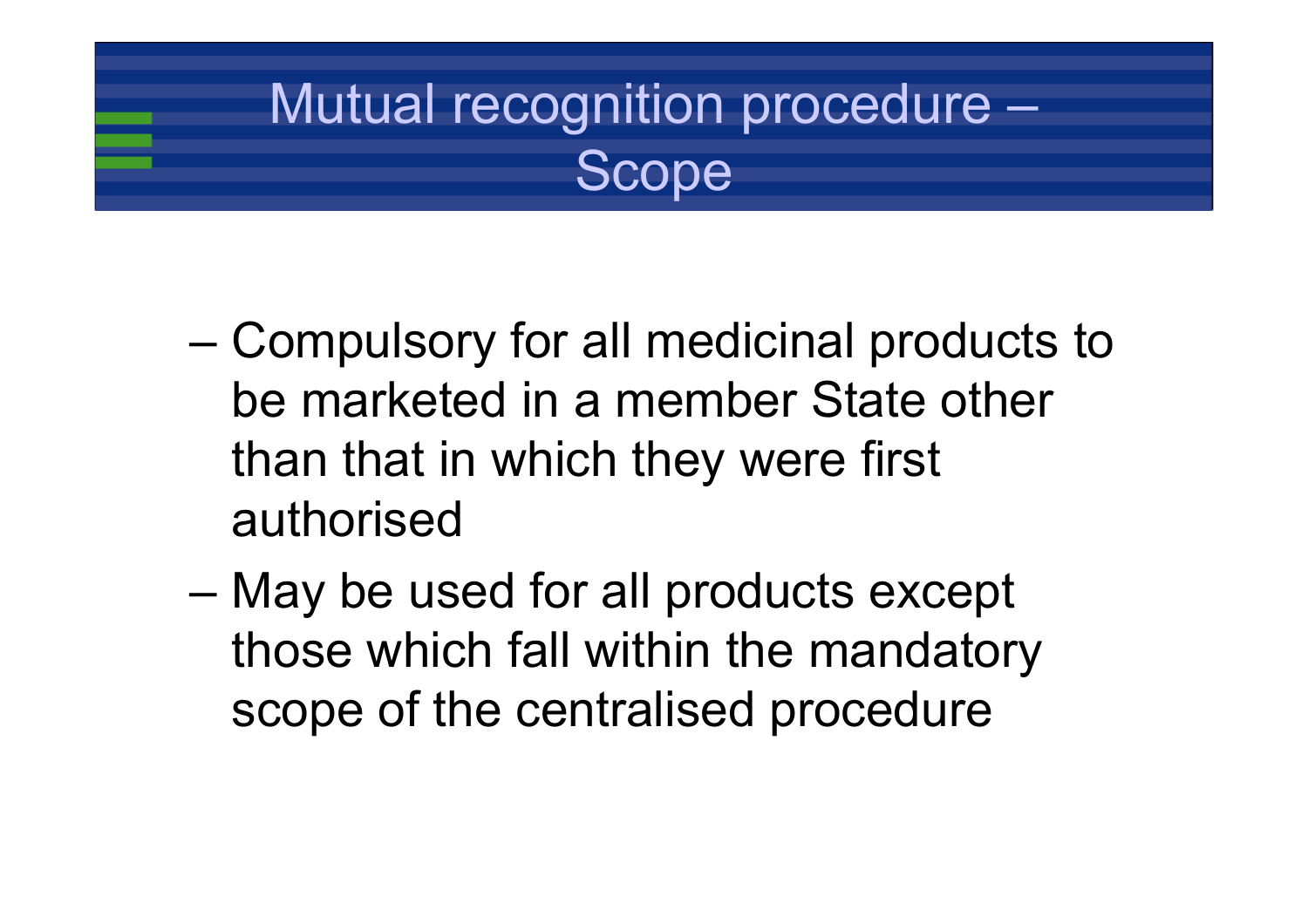# Mutual recognition procedure – Scope

- Compulsory for all medicinal products to be marketed in a member State other than that in which they were first authorised
- May be used for all products except those which fall within the mandatory scope of the centralised procedure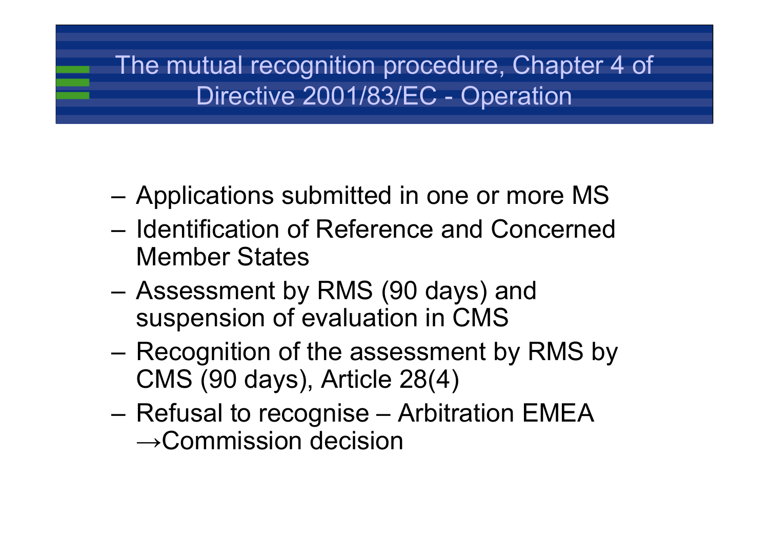# The mutual recognition procedure, Chapter 4 of Directive 2001/83/EC - Operation

- Applications submitted in one or more MS
- Identification of Reference and Concerned Member States
- Assessment by RMS (90 days) and suspension of evaluation in CMS
- Recognition of the assessment by RMS by CMS (90 days), Article 28(4)
- Refusal to recognise – Arbitration EMEA →Commission decision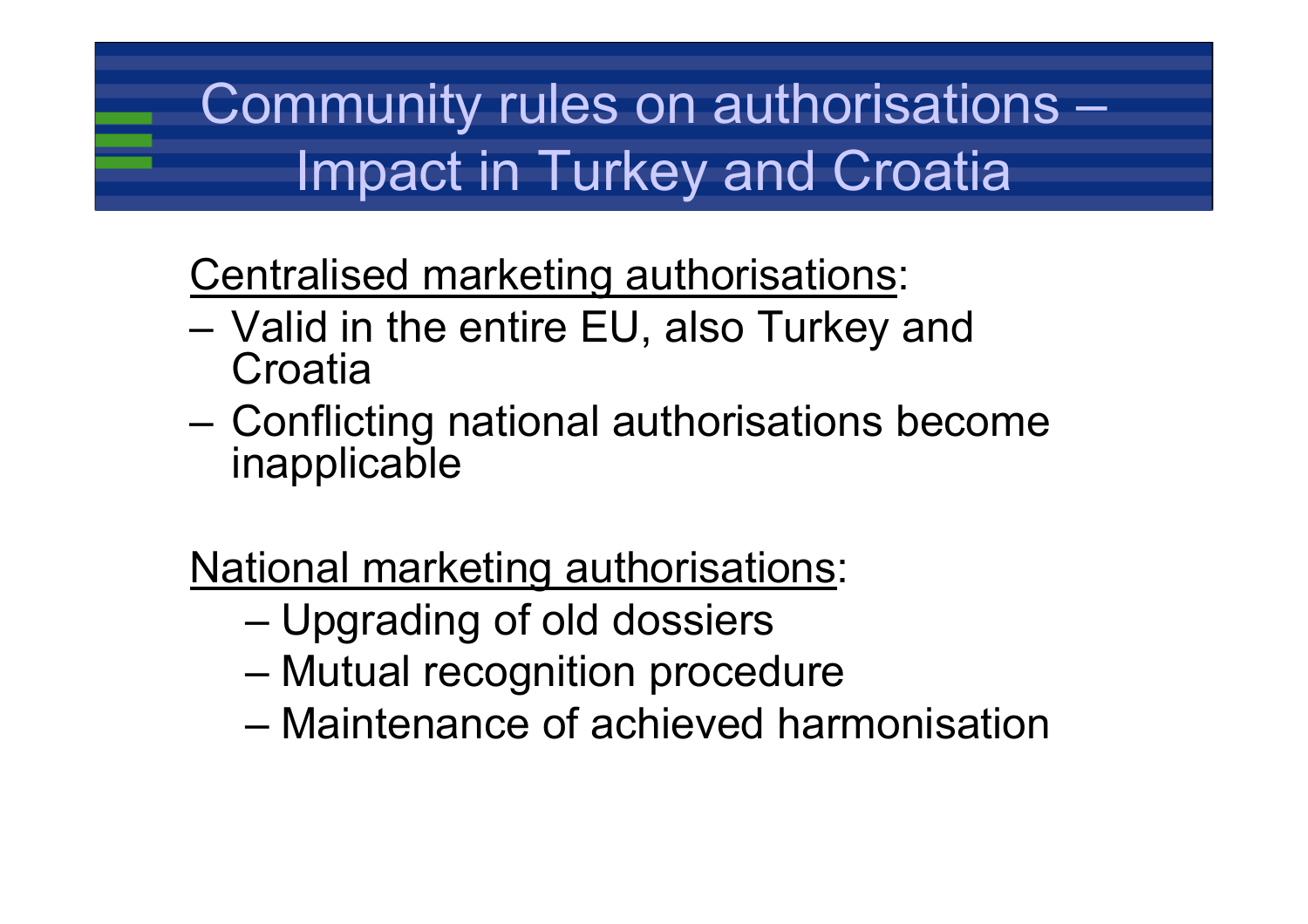# Community rules on authorisations – Impact in Turkey and Croatia

Centralised marketing authorisations:

- Valid in the entire EU, also Turkey and Croatia
- Conflicting national authorisations become inapplicable

National marketing authorisations:

- Upgrading of old dossiers
- Mutual recognition procedure
- Maintenance of achieved harmonisation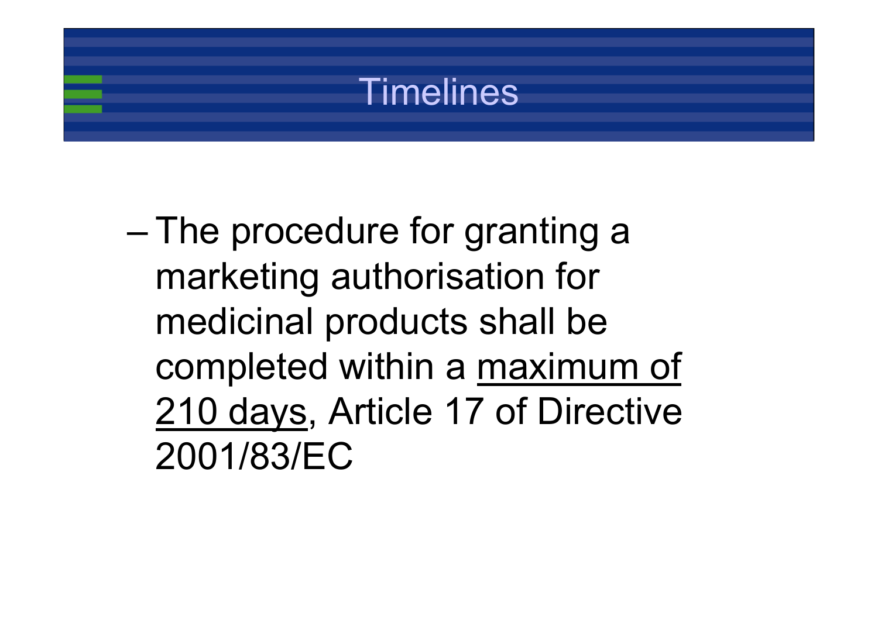# Timelines

- The procedure for granting a marketing authorisation for medicinal products shall be completed within a <u>maximum of 210 days</u>, Article 17 of Directive 2001/83/EC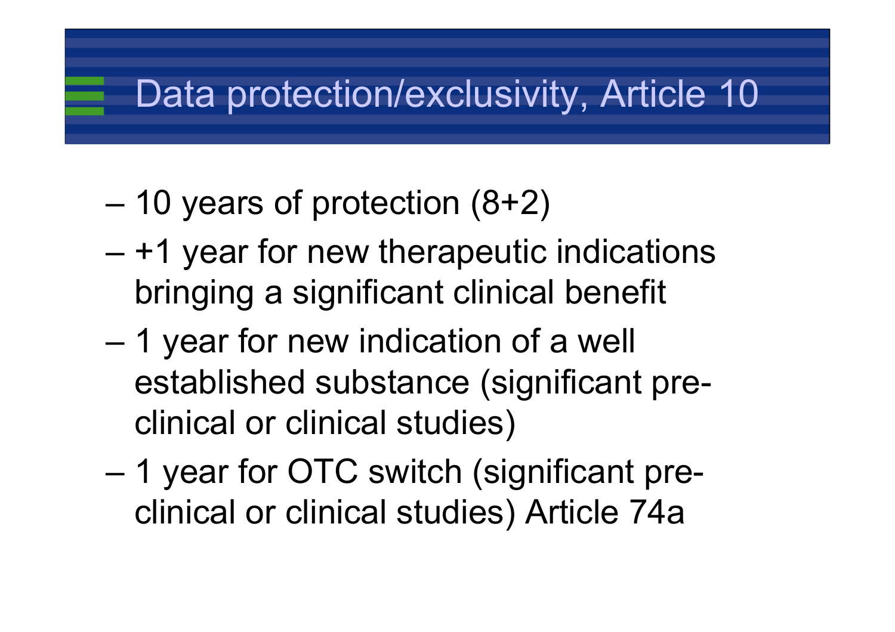# Data protection/exclusivity, Article 10

- 10 years of protection (8+2)
- +1 year for new therapeutic indications bringing a significant clinical benefit
- 1 year for new indication of a well established substance (significant pre-clinical or clinical studies)
- 1 year for OTC switch (significant pre-clinical or clinical studies) Article 74a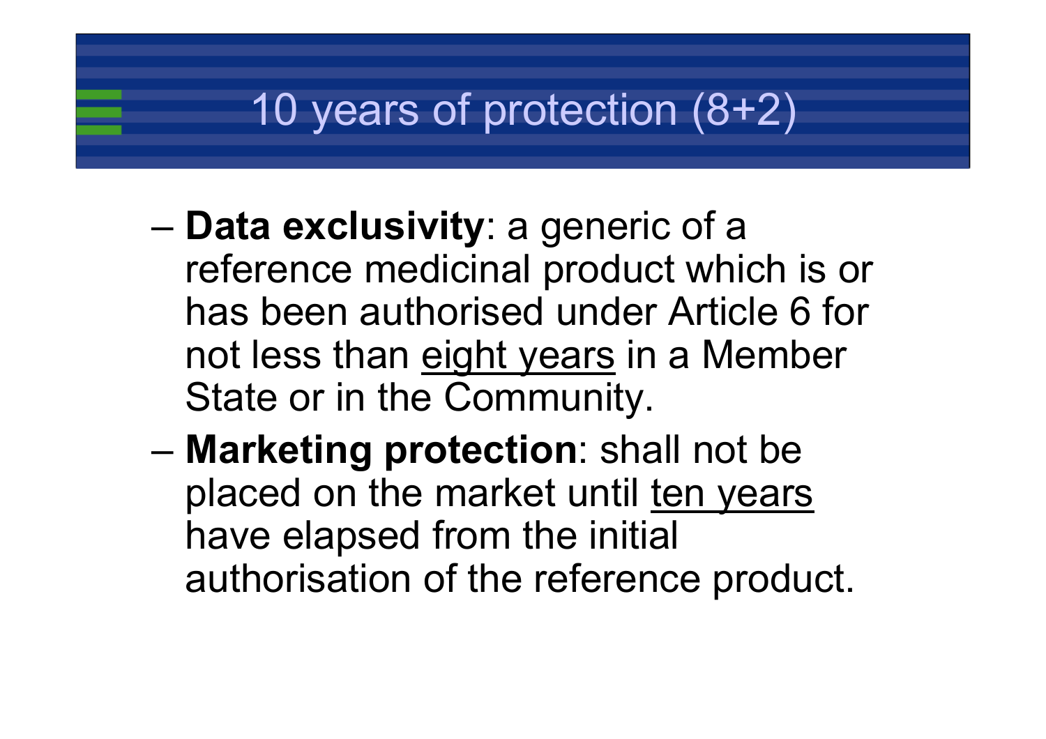# 10 years of protection (8+2)

- **Data exclusivity**: a generic of a reference medicinal product which is or has been authorised under Article 6 for not less than eight years in a Member State or in the Community.
- **Marketing protection**: shall not be placed on the market until ten years have elapsed from the initial authorisation of the reference product.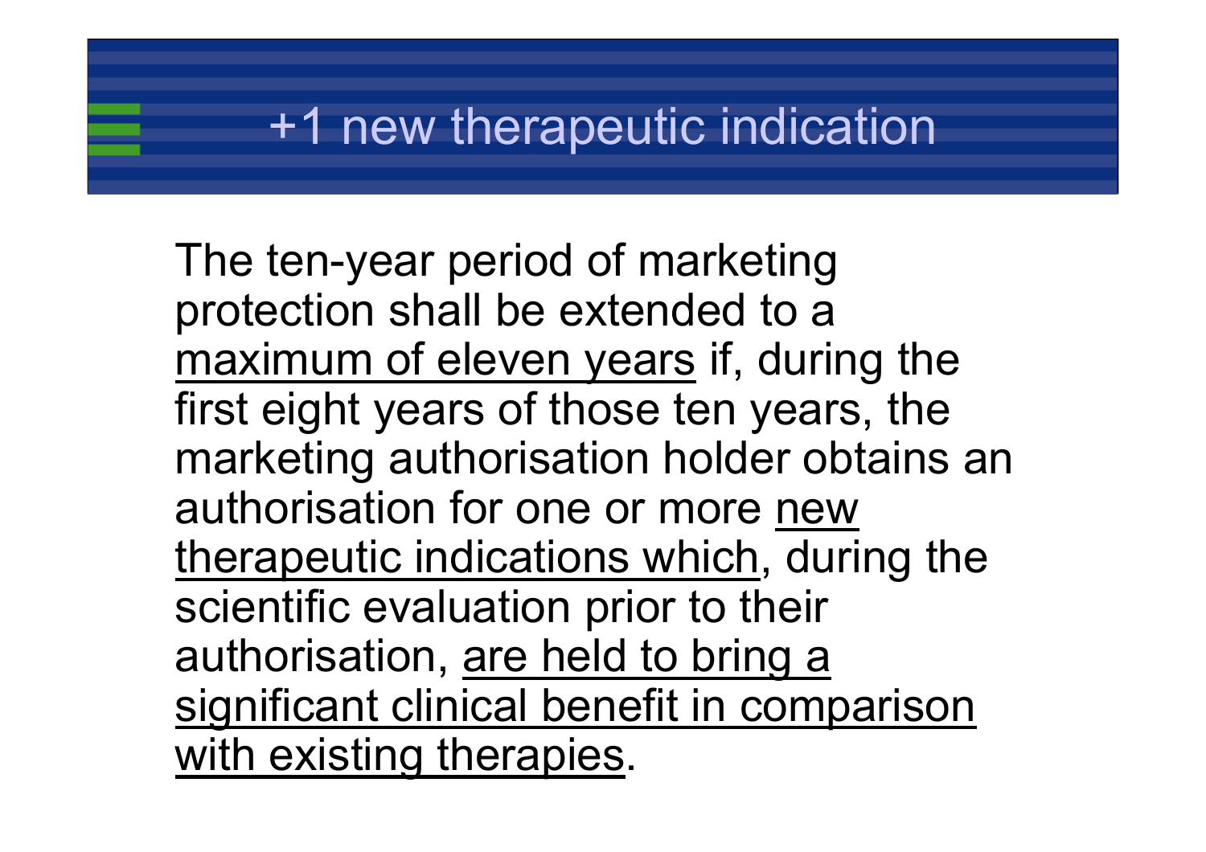# +1 new therapeutic indication

The ten-year period of marketing protection shall be extended to a <u>maximum of eleven years</u> if, during the first eight years of those ten years, the marketing authorisation holder obtains an authorisation for one or more <u>new therapeutic indications which</u>, during the scientific evaluation prior to their authorisation, <u>are held to bring a significant clinical benefit in comparison with existing therapies</u>.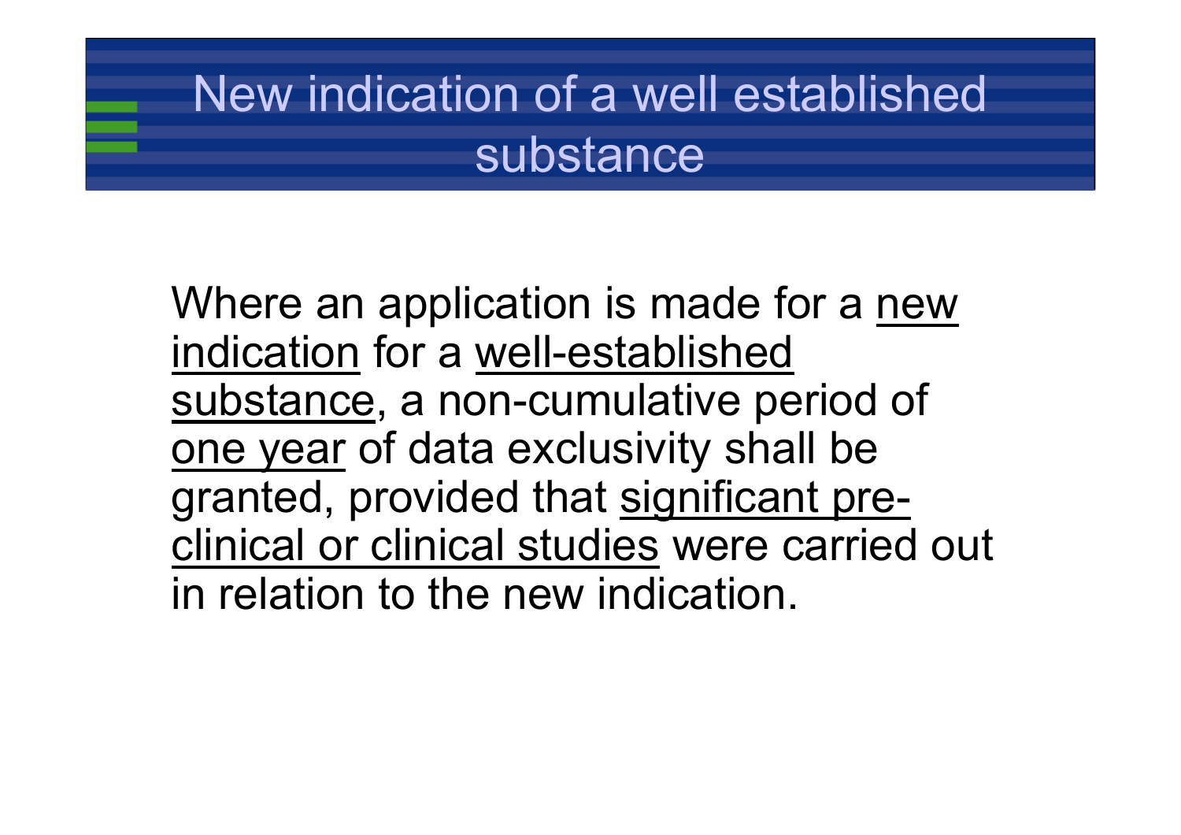# New indication of a well established substance

Where an application is made for a new indication for a well-established substance, a non-cumulative period of one year of data exclusivity shall be granted, provided that significant pre-clinical or clinical studies were carried out in relation to the new indication.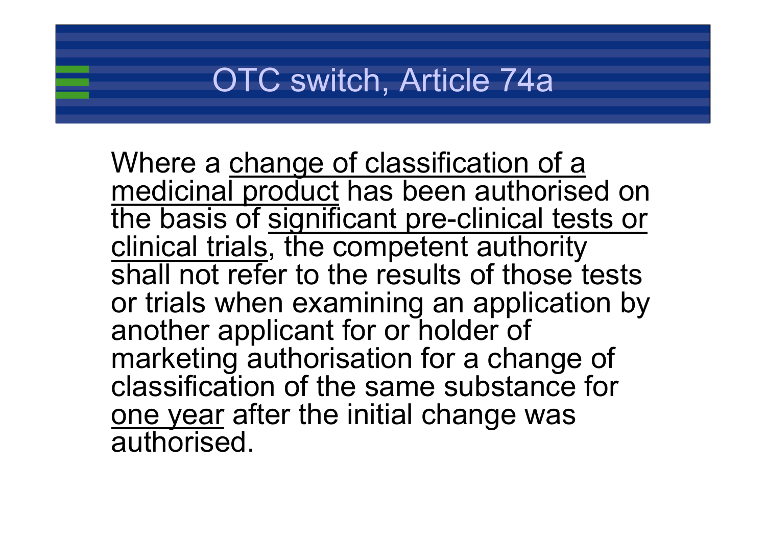# OTC switch, Article 74a

Where a <u>change of classification of a medicinal product</u> has been authorised on the basis of <u>significant pre-clinical tests or clinical trials</u>, the competent authority shall not refer to the results of those tests or trials when examining an application by another applicant for or holder of marketing authorisation for a change of classification of the same substance for <u>one year</u> after the initial change was authorised.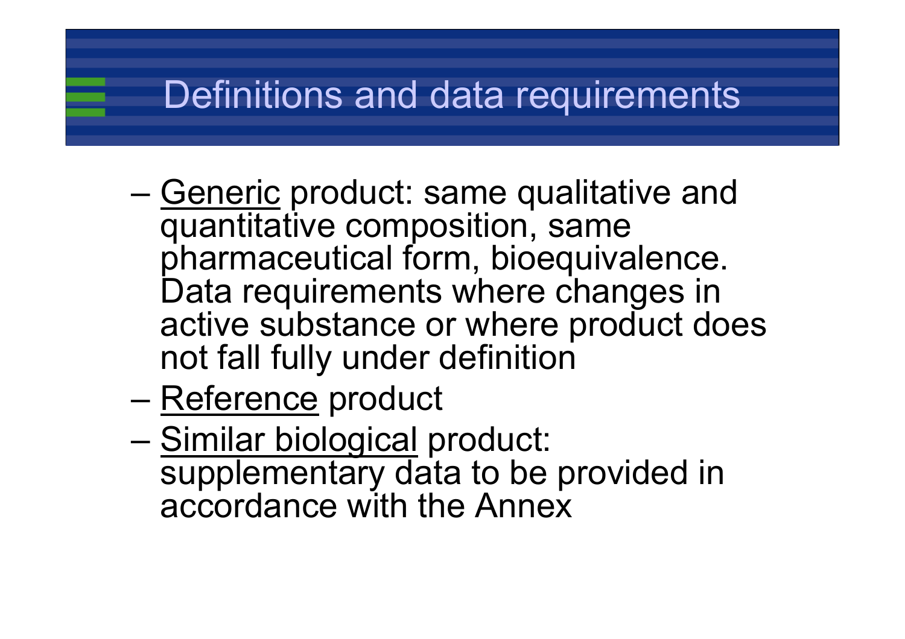# Definitions and data requirements

- Generic product: same qualitative and quantitative composition, same pharmaceutical form, bioequivalence. Data requirements where changes in active substance or where product does not fall fully under definition
- Reference product
- Similar biological product: supplementary data to be provided in accordance with the Annex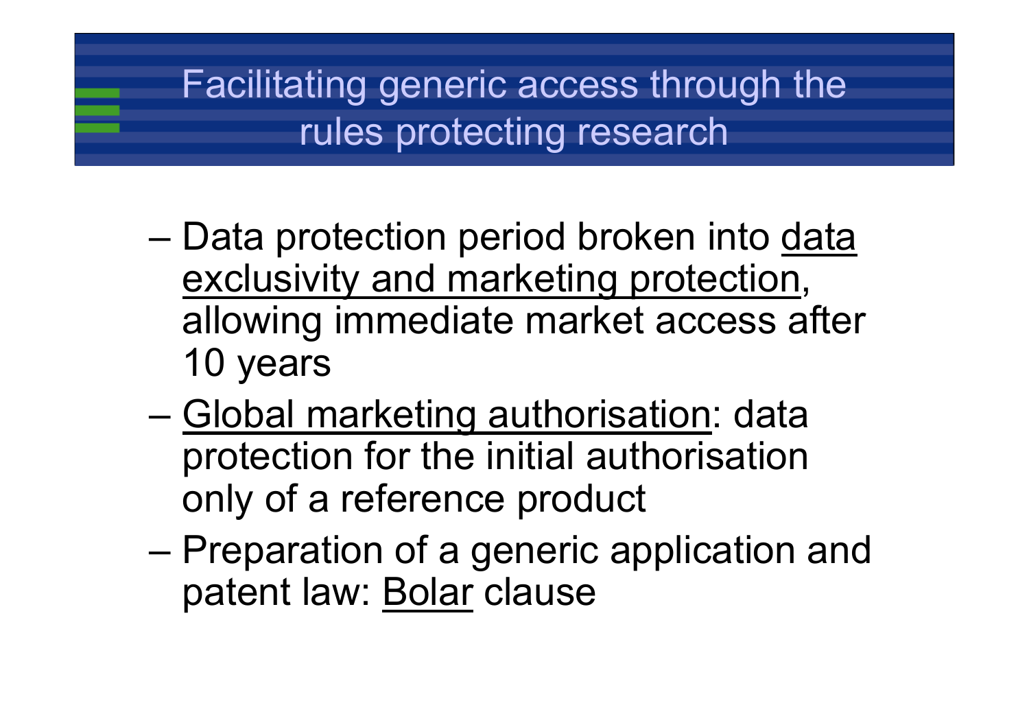# Facilitating generic access through the rules protecting research

- Data protection period broken into <u>data exclusivity and marketing protection</u>, allowing immediate market access after 10 years
- <u>Global marketing authorisation</u>: data protection for the initial authorisation only of a reference product
- Preparation of a generic application and patent law: <u>Bolar</u> clause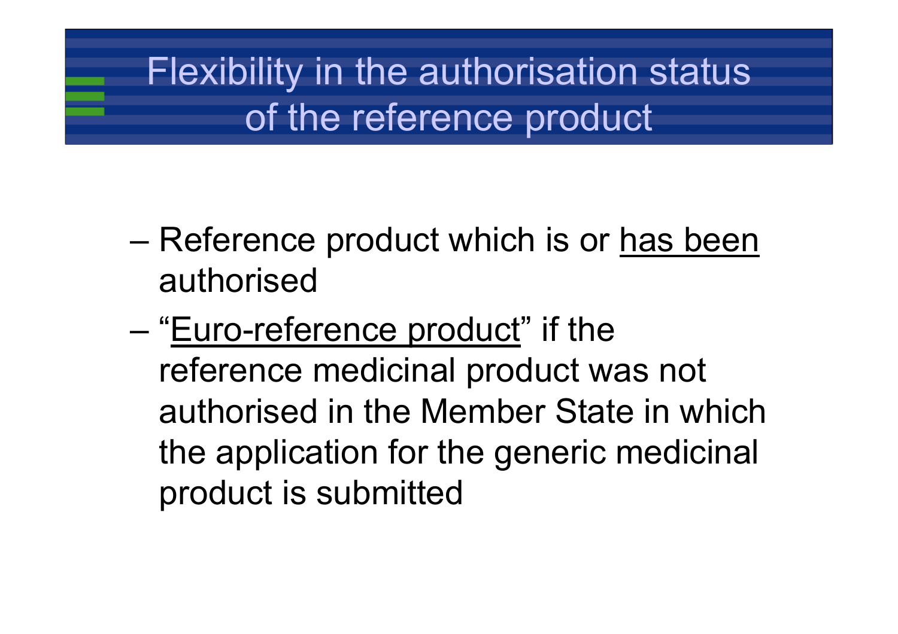# Flexibility in the authorisation status of the reference product

- Reference product which is or <u>has been</u> authorised
- "<u>Euro-reference product</u>" if the reference medicinal product was not authorised in the Member State in which the application for the generic medicinal product is submitted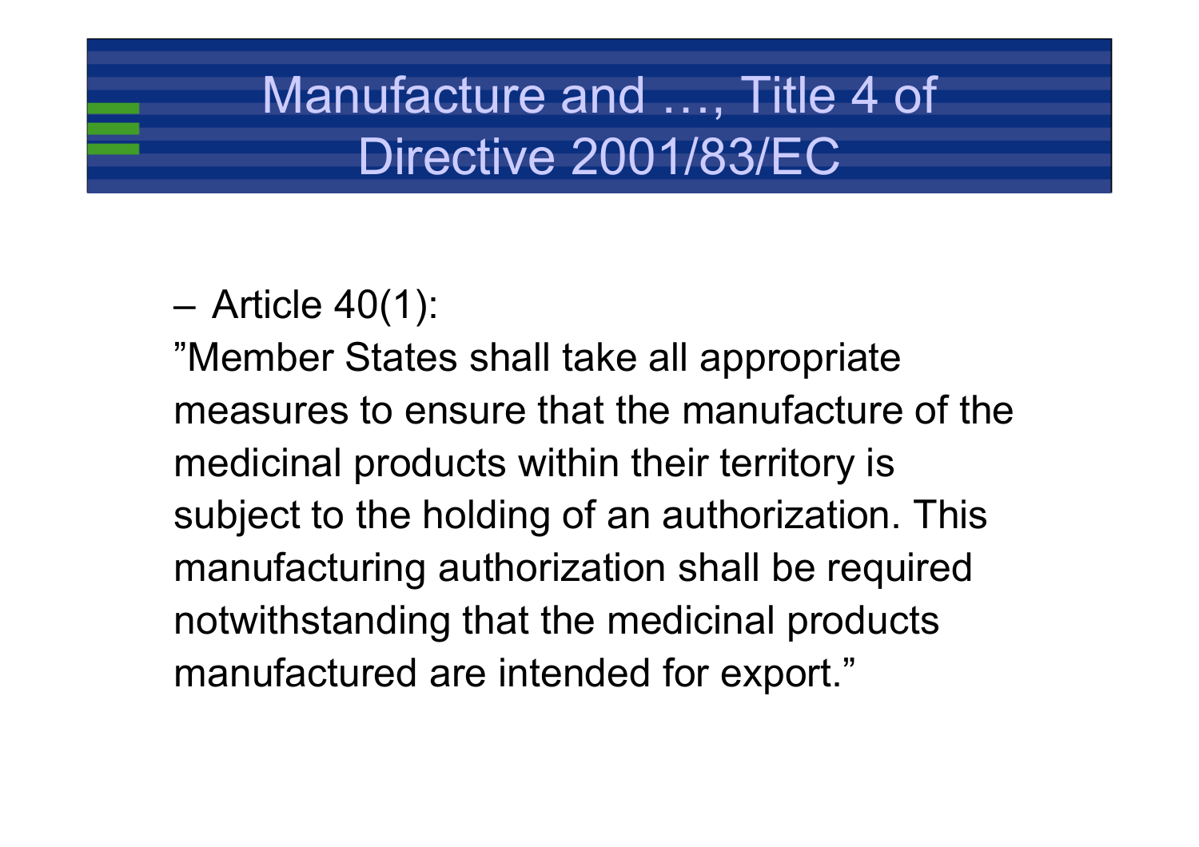# Manufacture and …, Title 4 of Directive 2001/83/EC

– Article 40(1):

”Member States shall take all appropriate measures to ensure that the manufacture of the medicinal products within their territory is subject to the holding of an authorization. This manufacturing authorization shall be required notwithstanding that the medicinal products manufactured are intended for export.”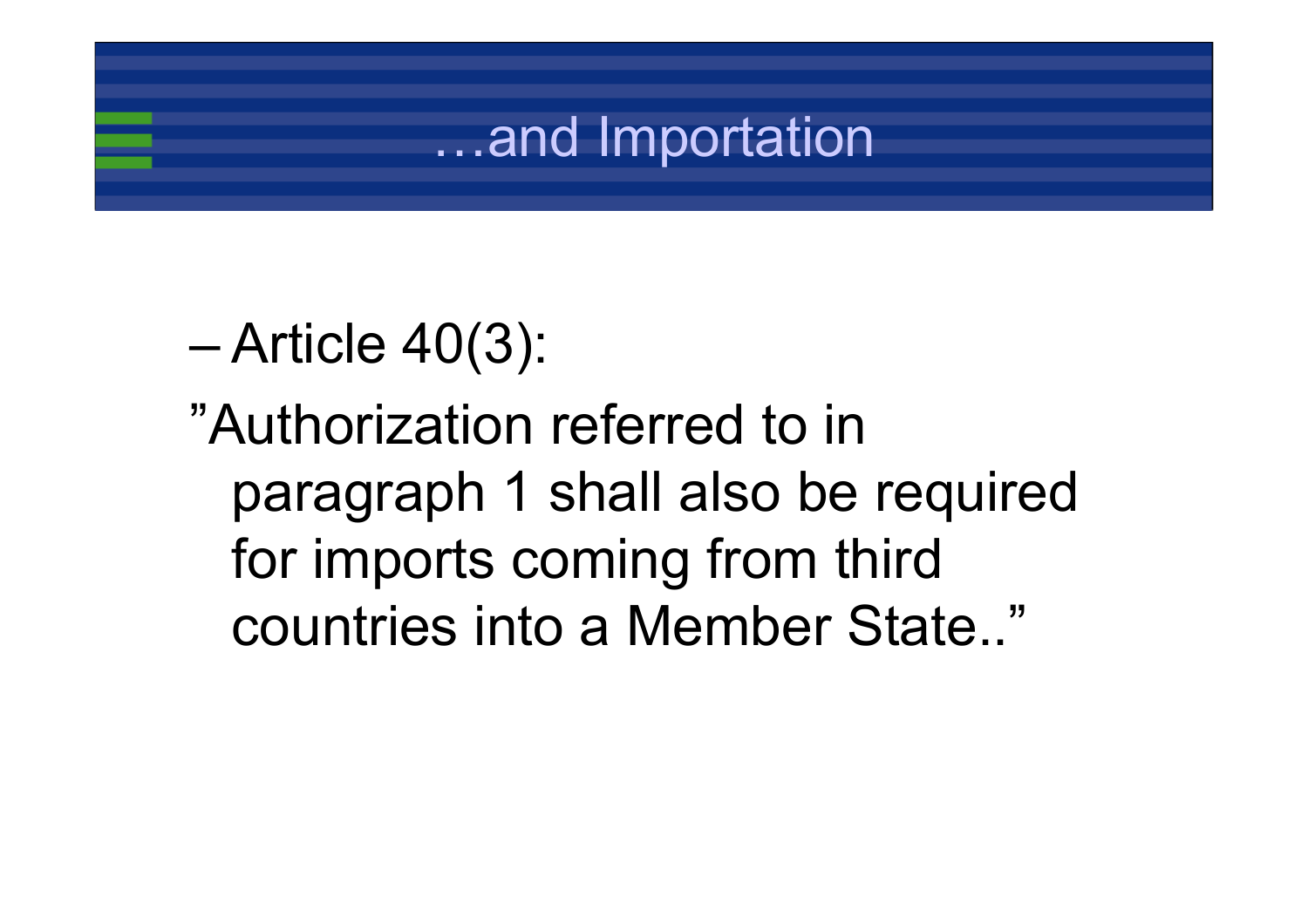# …and Importation

– Article 40(3):

”Authorization referred to in paragraph 1 shall also be required for imports coming from third countries into a Member State..”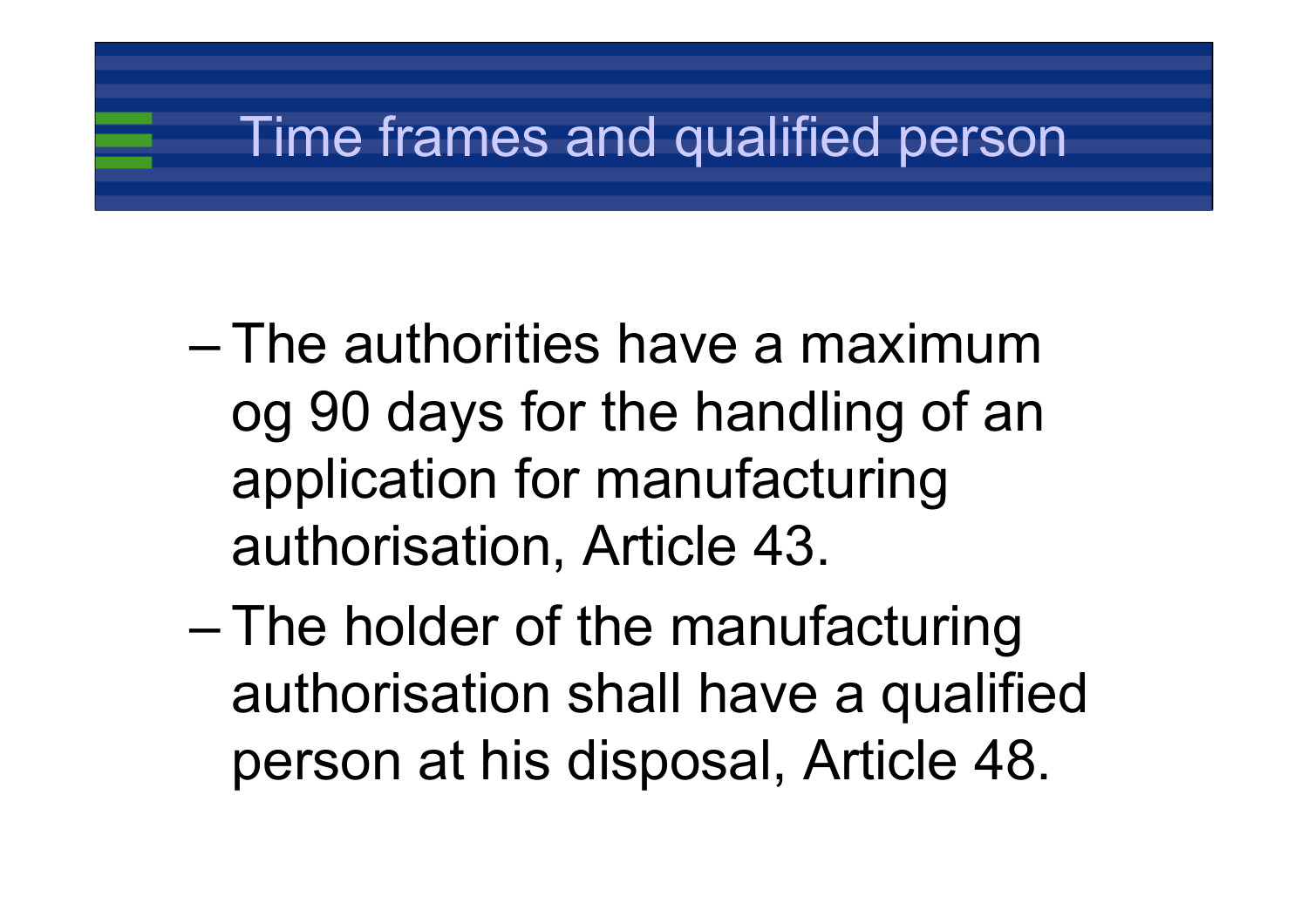# Time frames and qualified person

- The authorities have a maximum og 90 days for the handling of an application for manufacturing authorisation, Article 43.
- The holder of the manufacturing authorisation shall have a qualified person at his disposal, Article 48.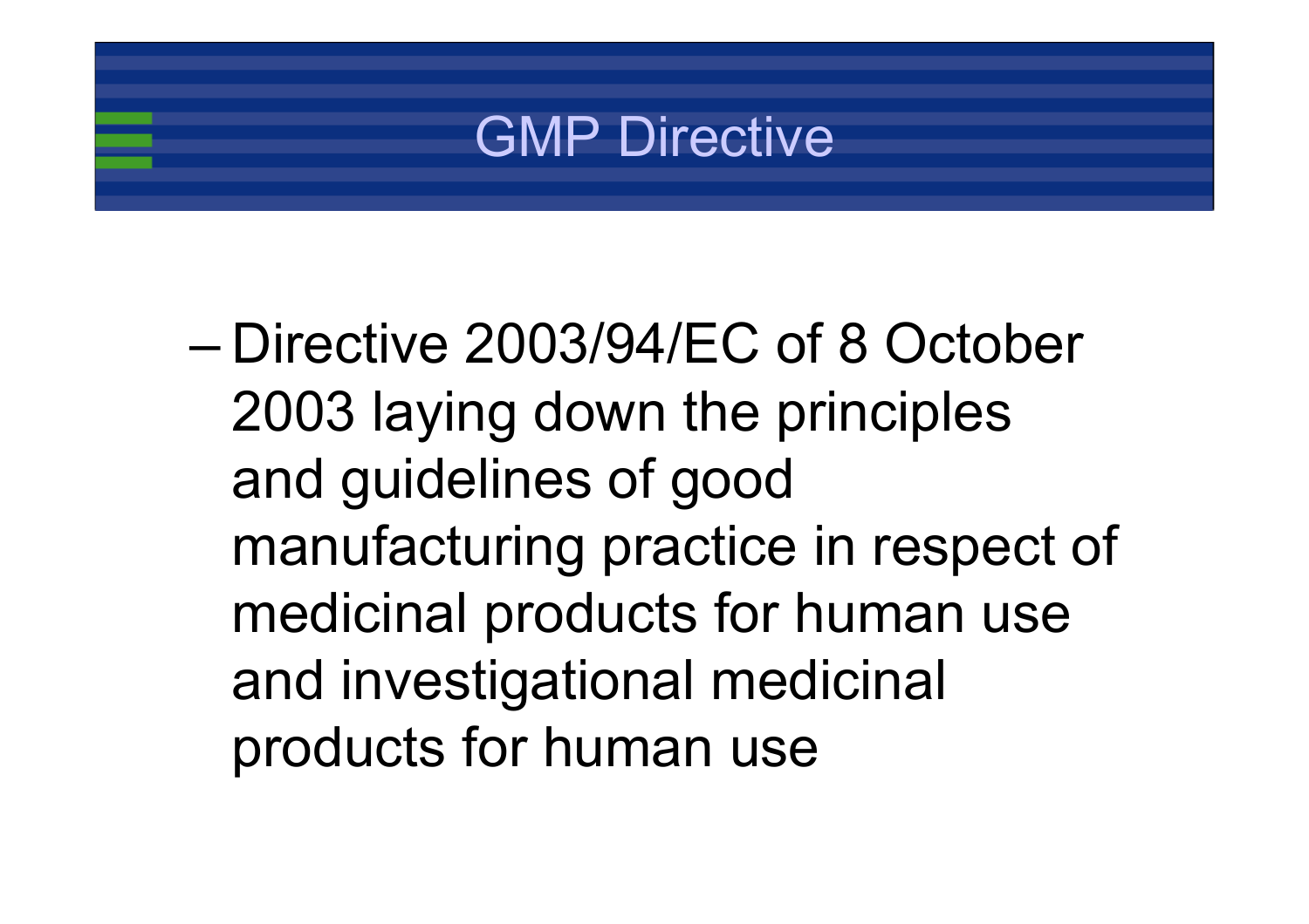# GMP Directive

- Directive 2003/94/EC of 8 October 2003 laying down the principles and guidelines of good manufacturing practice in respect of medicinal products for human use and investigational medicinal products for human use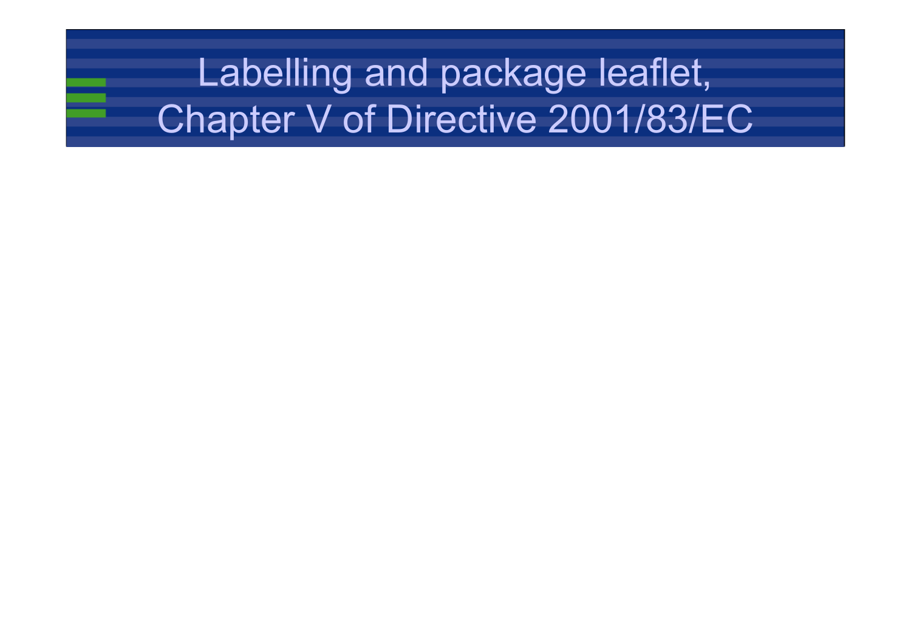# Labelling and package leaflet, Chapter V of Directive 2001/83/EC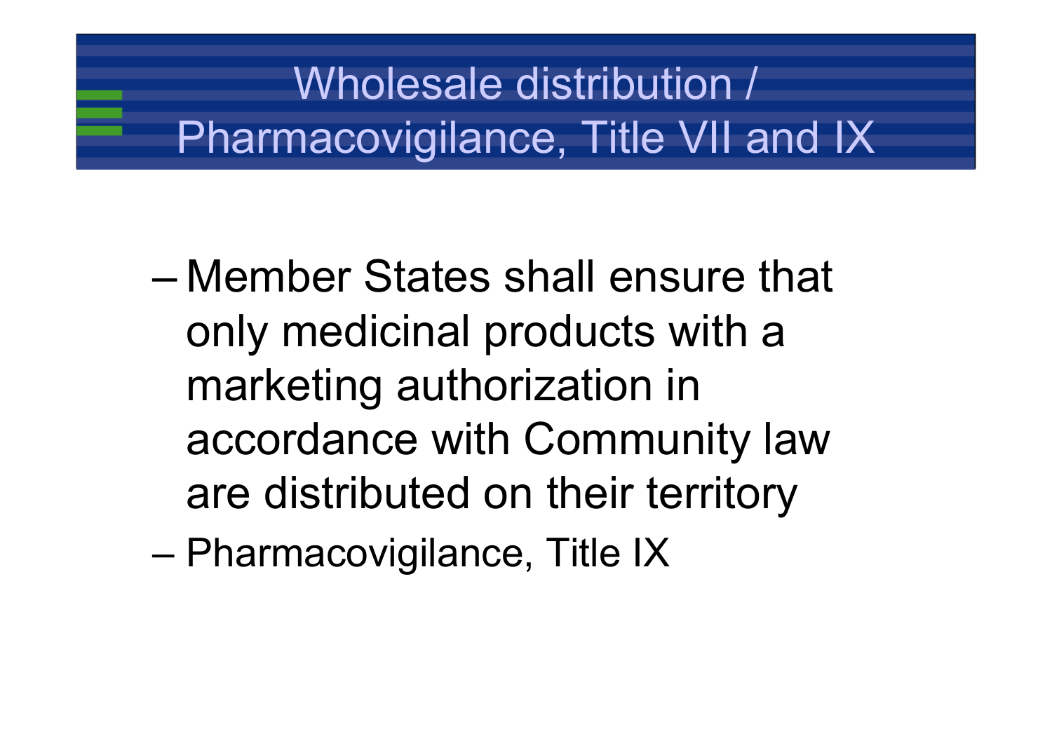# Wholesale distribution / Pharmacovigilance, Title VII and IX

- Member States shall ensure that only medicinal products with a marketing authorization in accordance with Community law are distributed on their territory
- Pharmacovigilance, Title IX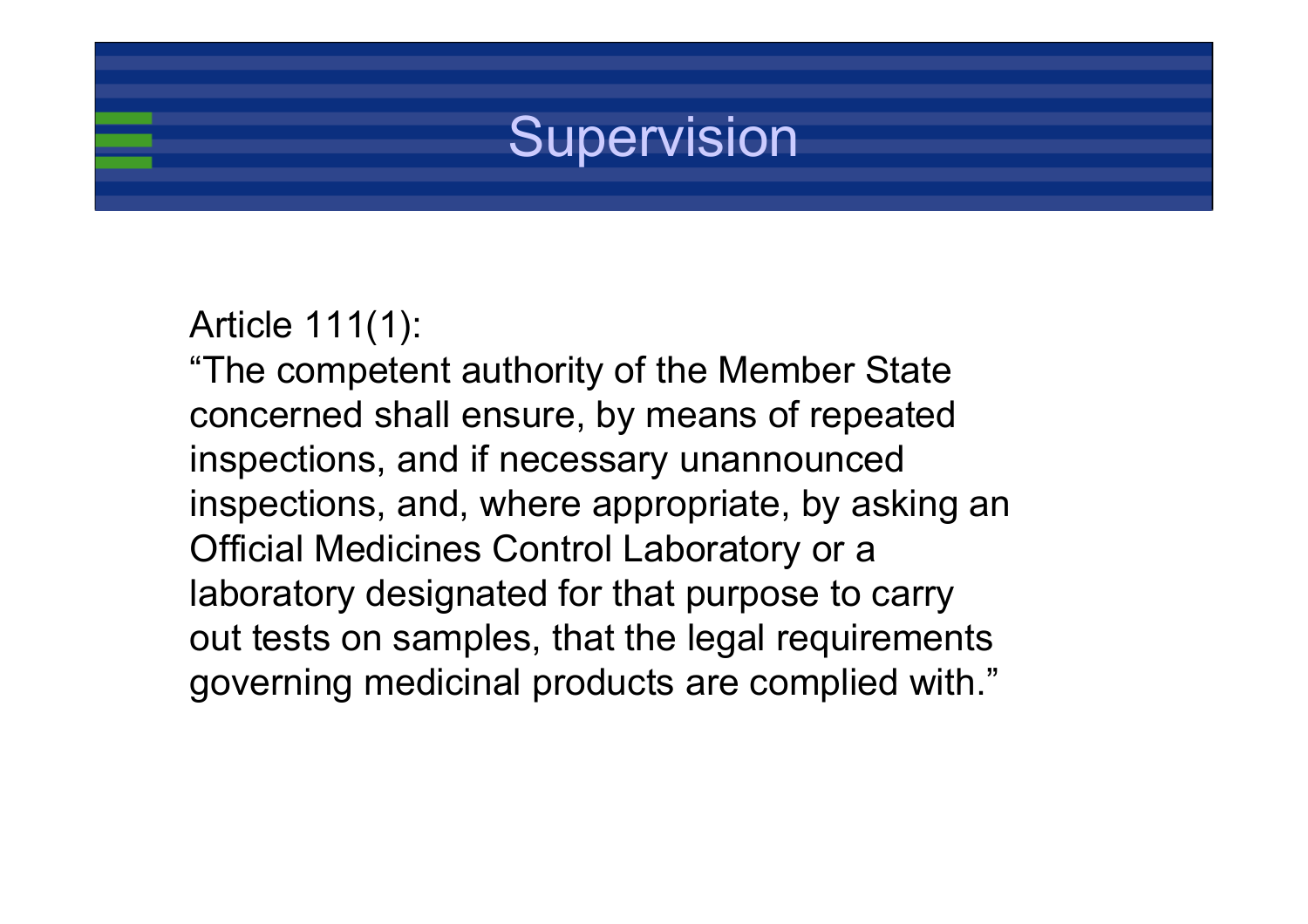# Supervision

Article 111(1):
"The competent authority of the Member State concerned shall ensure, by means of repeated inspections, and if necessary unannounced inspections, and, where appropriate, by asking an Official Medicines Control Laboratory or a laboratory designated for that purpose to carry out tests on samples, that the legal requirements governing medicinal products are complied with."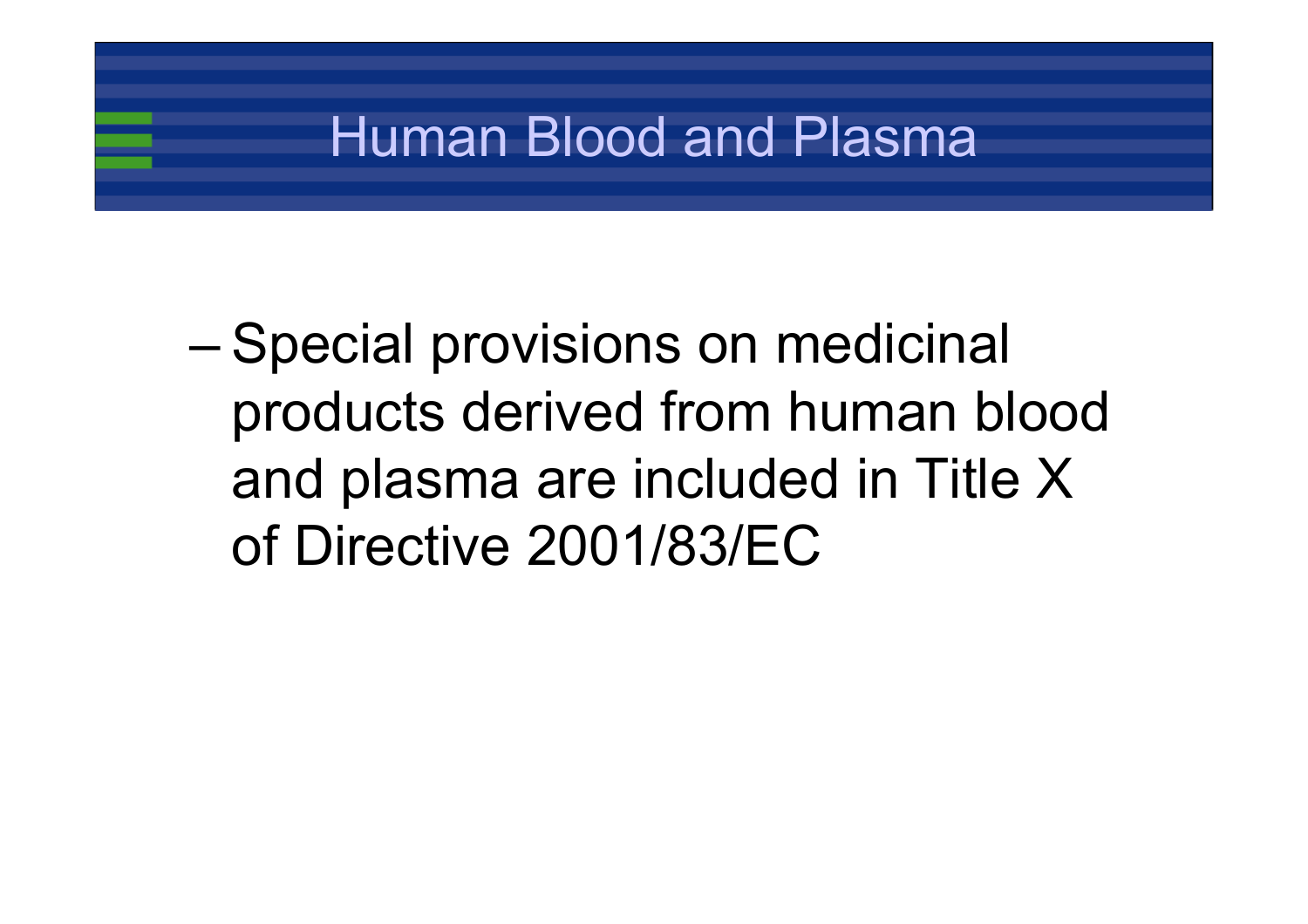# Human Blood and Plasma

- Special provisions on medicinal products derived from human blood and plasma are included in Title X of Directive 2001/83/EC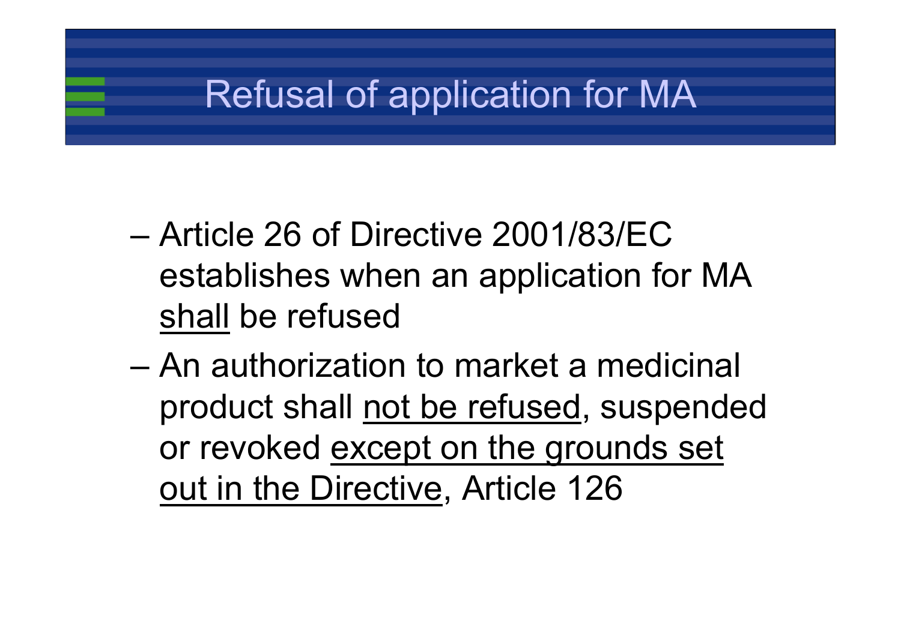# Refusal of application for MA

- Article 26 of Directive 2001/83/EC establishes when an application for MA <u>shall</u> be refused
- An authorization to market a medicinal product shall <u>not be refused</u>, suspended or revoked <u>except on the grounds set out in the Directive</u>, Article 126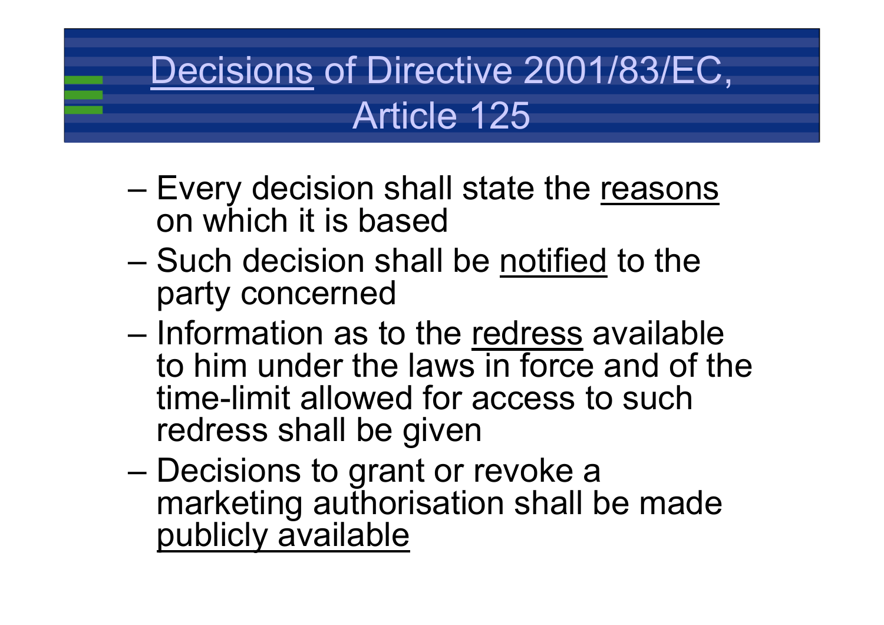# Decisions of Directive 2001/83/EC, Article 125

- Every decision shall state the reasons on which it is based
- Such decision shall be notified to the party concerned
- Information as to the redress available to him under the laws in force and of the time-limit allowed for access to such redress shall be given
- Decisions to grant or revoke a marketing authorisation shall be made publicly available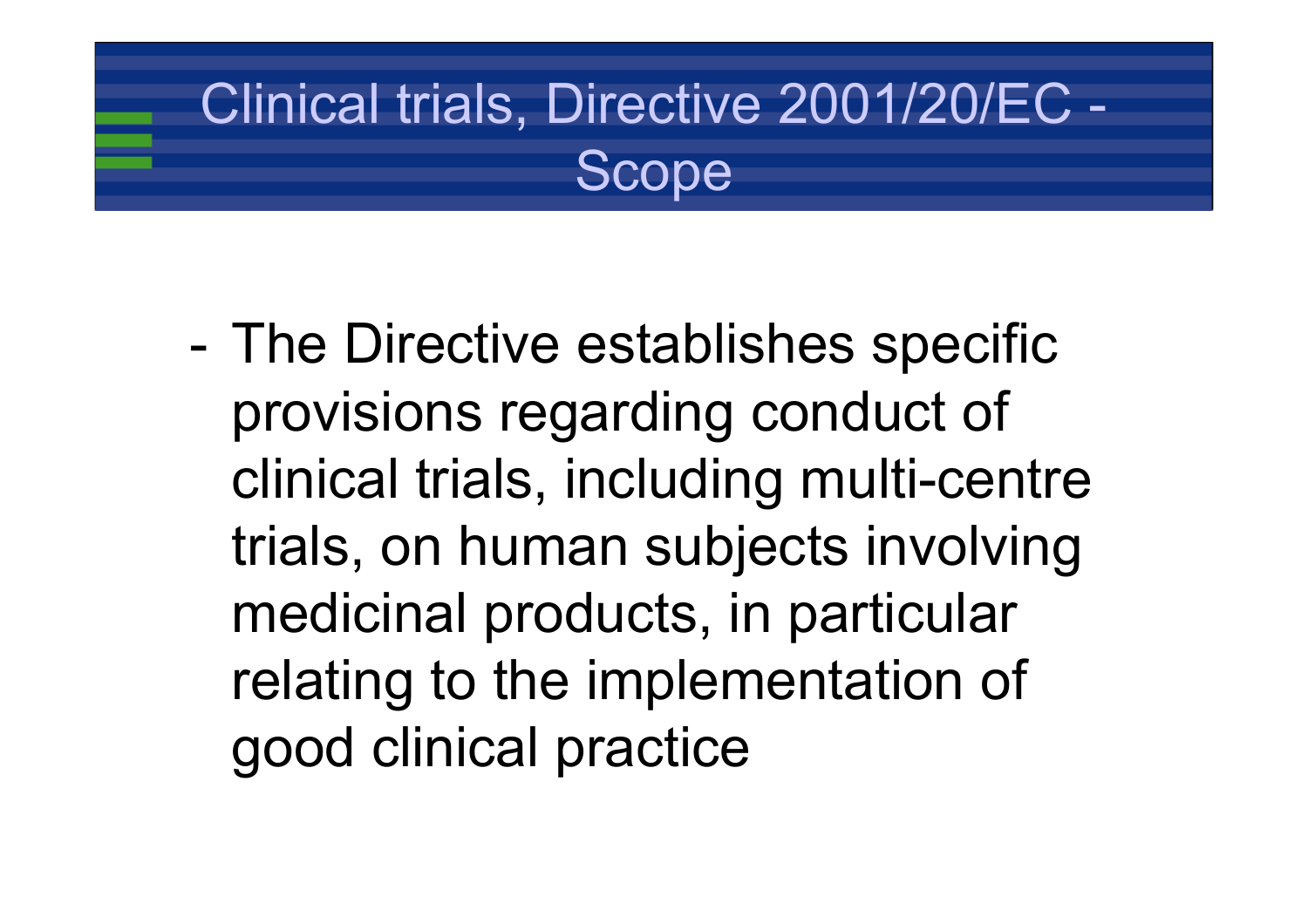# Clinical trials, Directive 2001/20/EC - Scope

- The Directive establishes specific provisions regarding conduct of clinical trials, including multi-centre trials, on human subjects involving medicinal products, in particular relating to the implementation of good clinical practice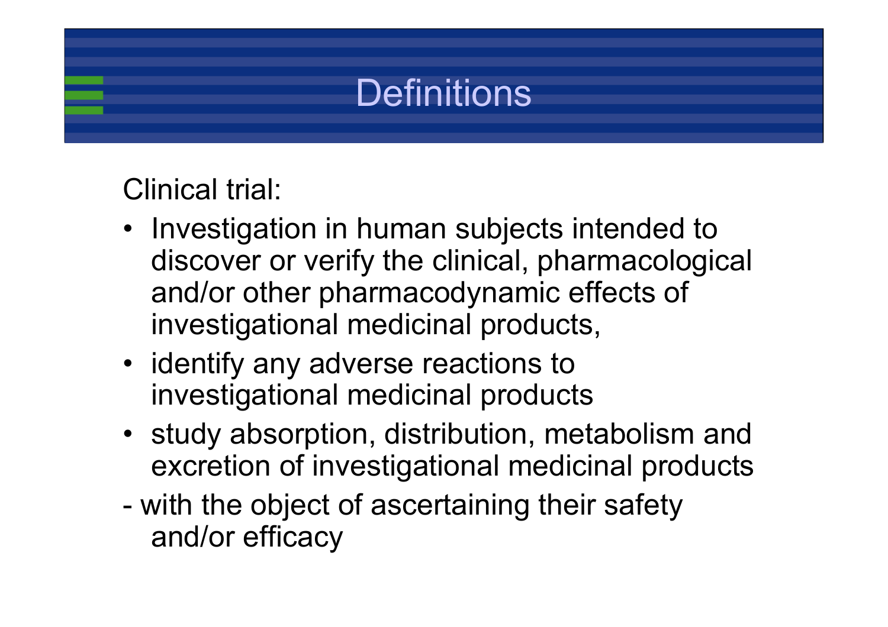# Definitions

Clinical trial:

- Investigation in human subjects intended to discover or verify the clinical, pharmacological and/or other pharmacodynamic effects of investigational medicinal products,
- identify any adverse reactions to investigational medicinal products
- study absorption, distribution, metabolism and excretion of investigational medicinal products

- with the object of ascertaining their safety and/or efficacy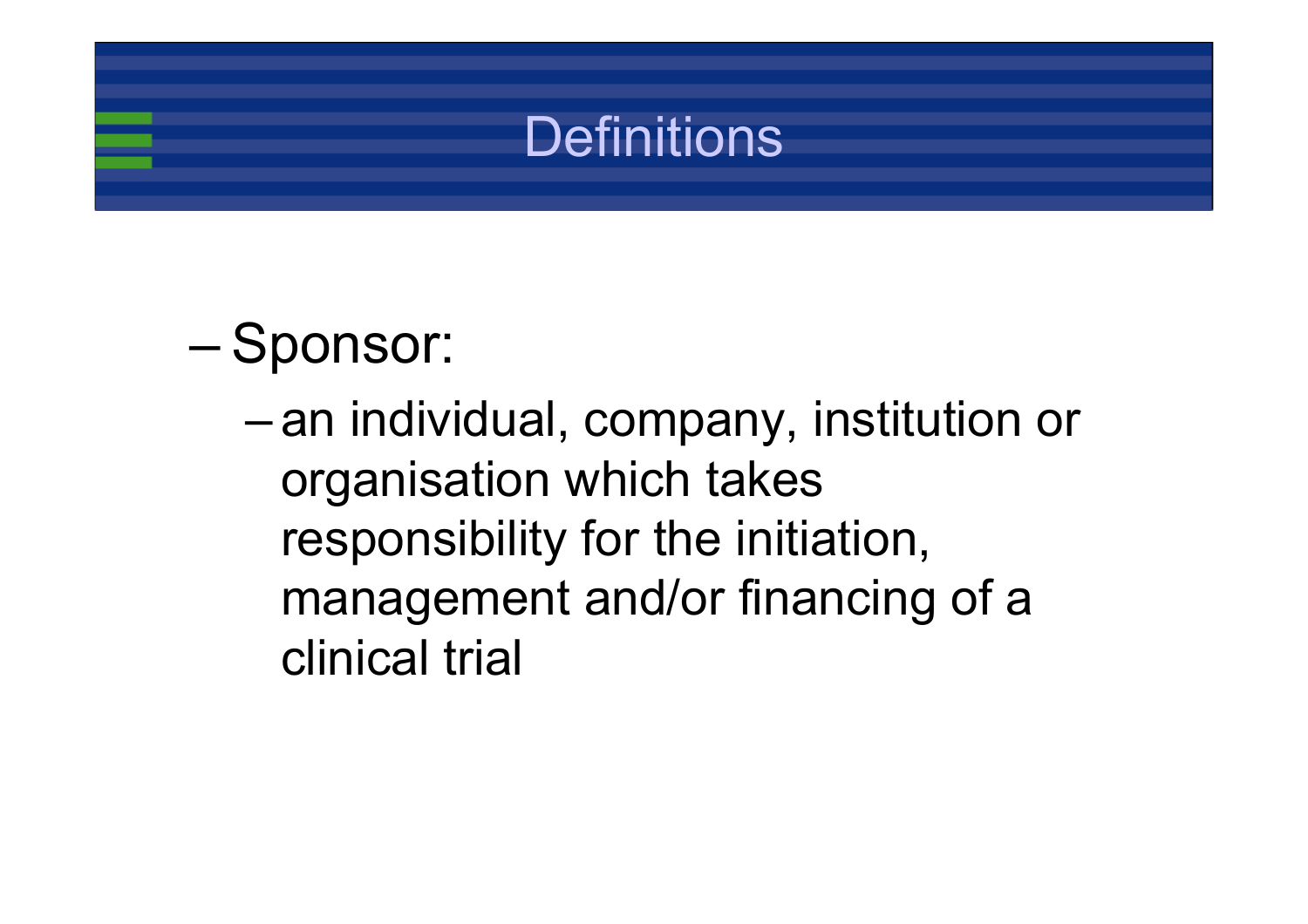# Definitions

- Sponsor:
  - an individual, company, institution or organisation which takes responsibility for the initiation, management and/or financing of a clinical trial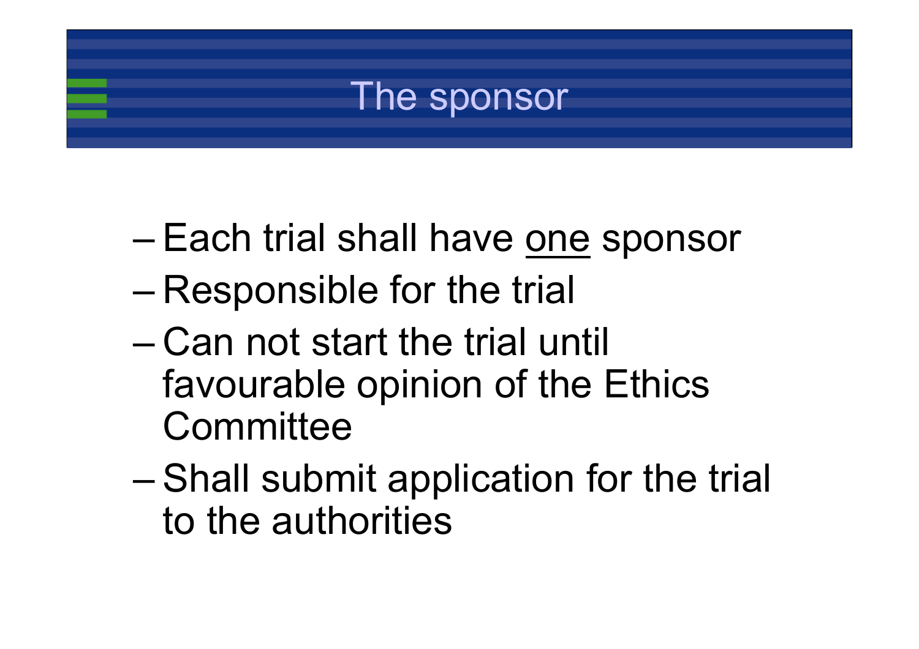# The sponsor

- Each trial shall have <u>one</u> sponsor
- Responsible for the trial
- Can not start the trial until favourable opinion of the Ethics Committee
- Shall submit application for the trial to the authorities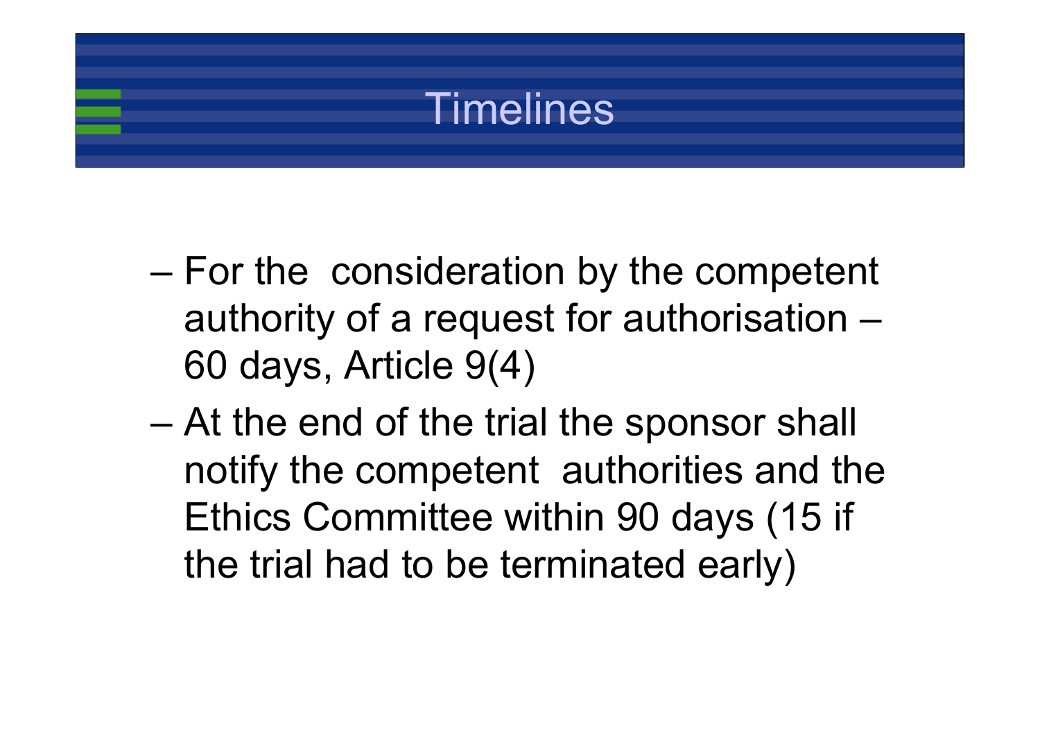# Timelines

- For the consideration by the competent authority of a request for authorisation – 60 days, Article 9(4)
- At the end of the trial the sponsor shall notify the competent authorities and the Ethics Committee within 90 days (15 if the trial had to be terminated early)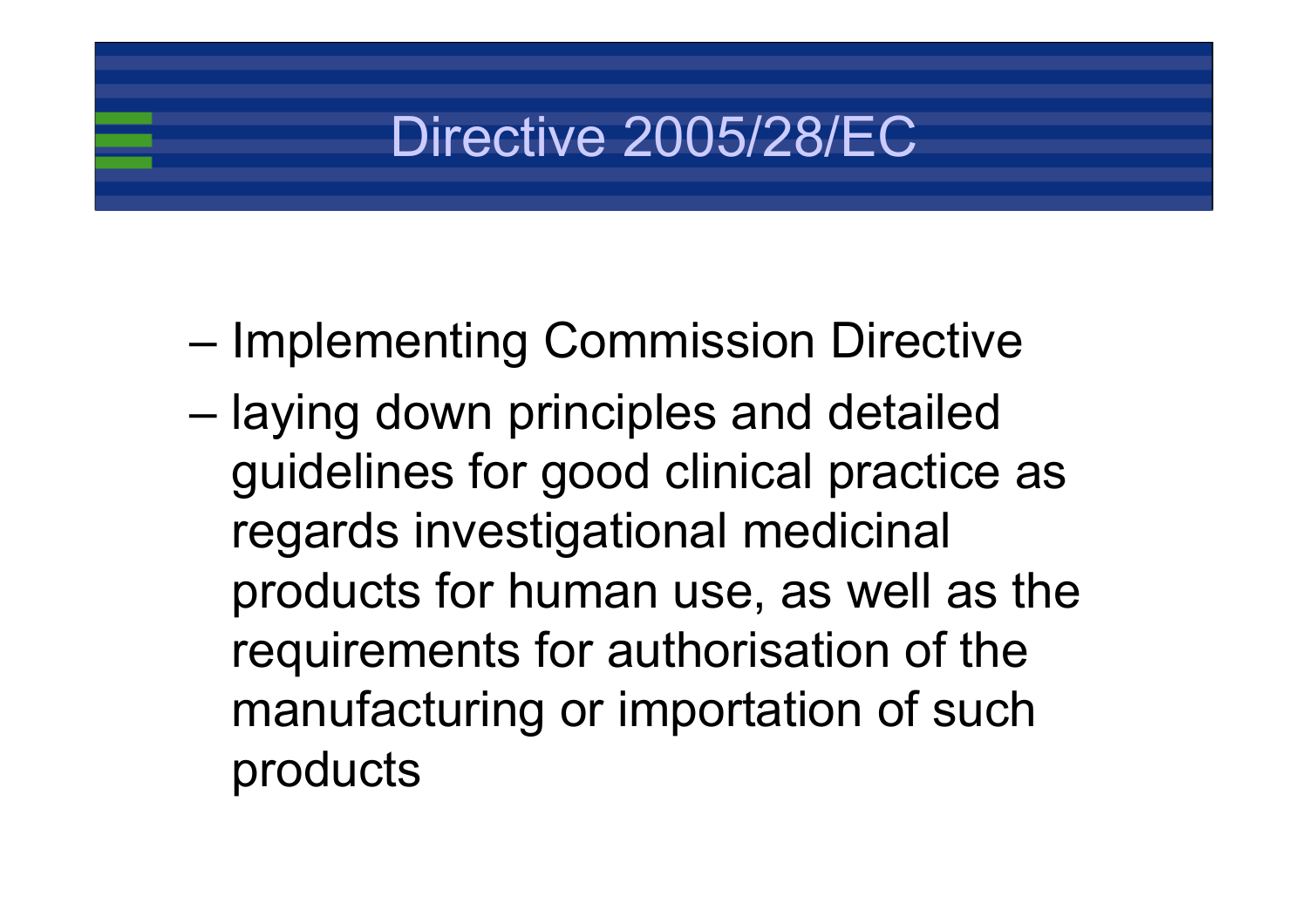# Directive 2005/28/EC

- Implementing Commission Directive
- laying down principles and detailed guidelines for good clinical practice as regards investigational medicinal products for human use, as well as the requirements for authorisation of the manufacturing or importation of such products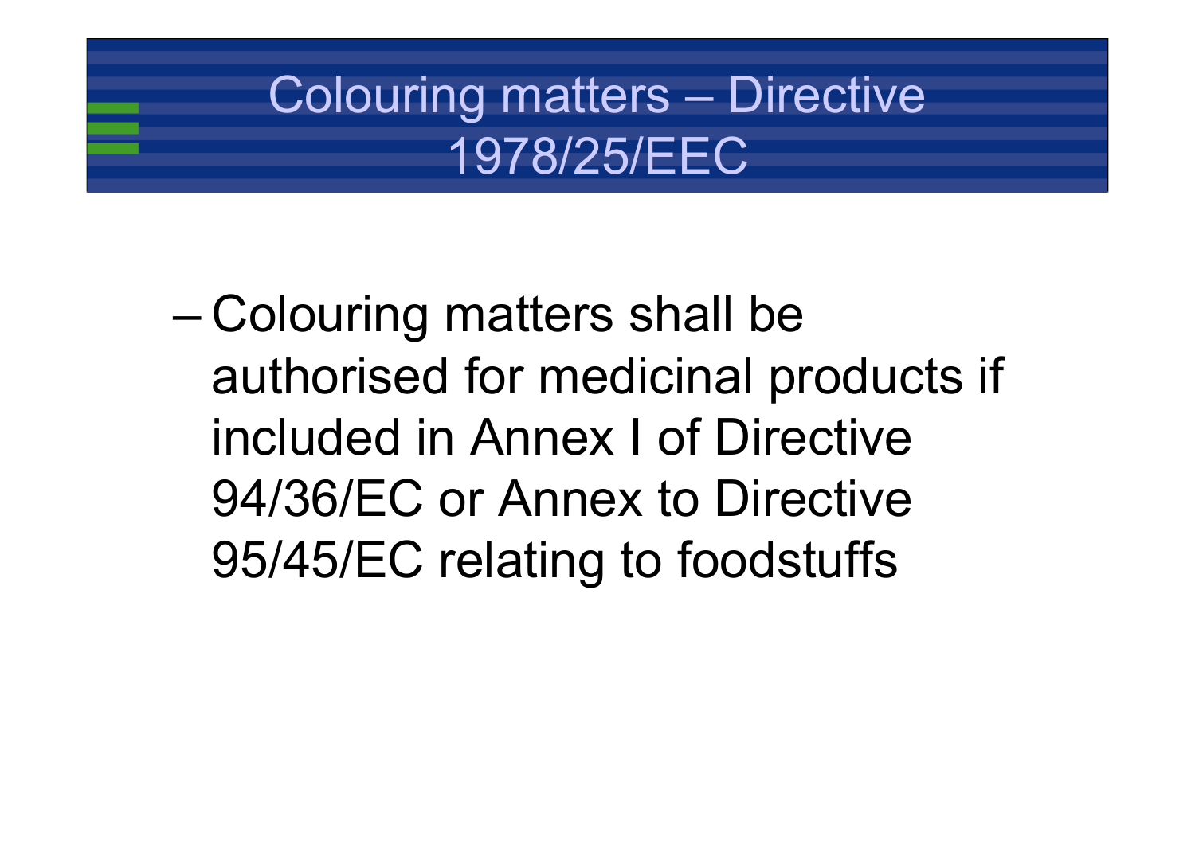# Colouring matters – Directive 1978/25/EEC

- Colouring matters shall be authorised for medicinal products if included in Annex I of Directive 94/36/EC or Annex to Directive 95/45/EC relating to foodstuffs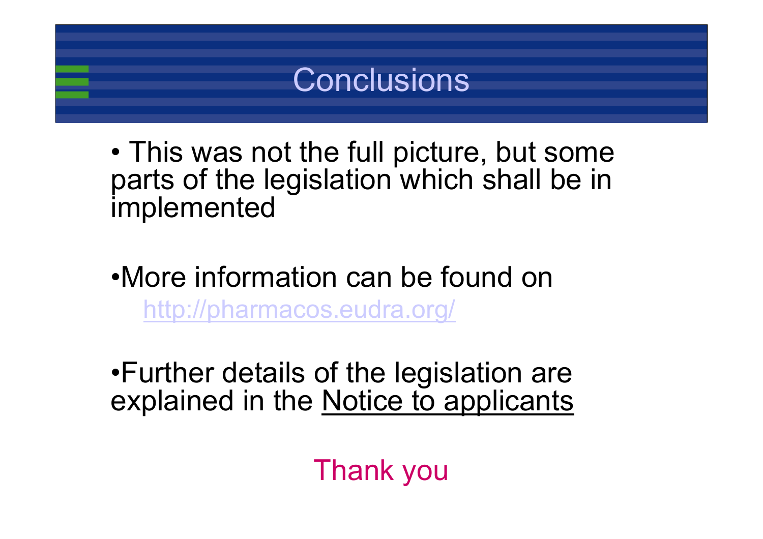# Conclusions

- This was not the full picture, but some parts of the legislation which shall be in implemented

- More information can be found on
  http://pharmacos.eudra.org/

- Further details of the legislation are explained in the Notice to applicants

Thank you